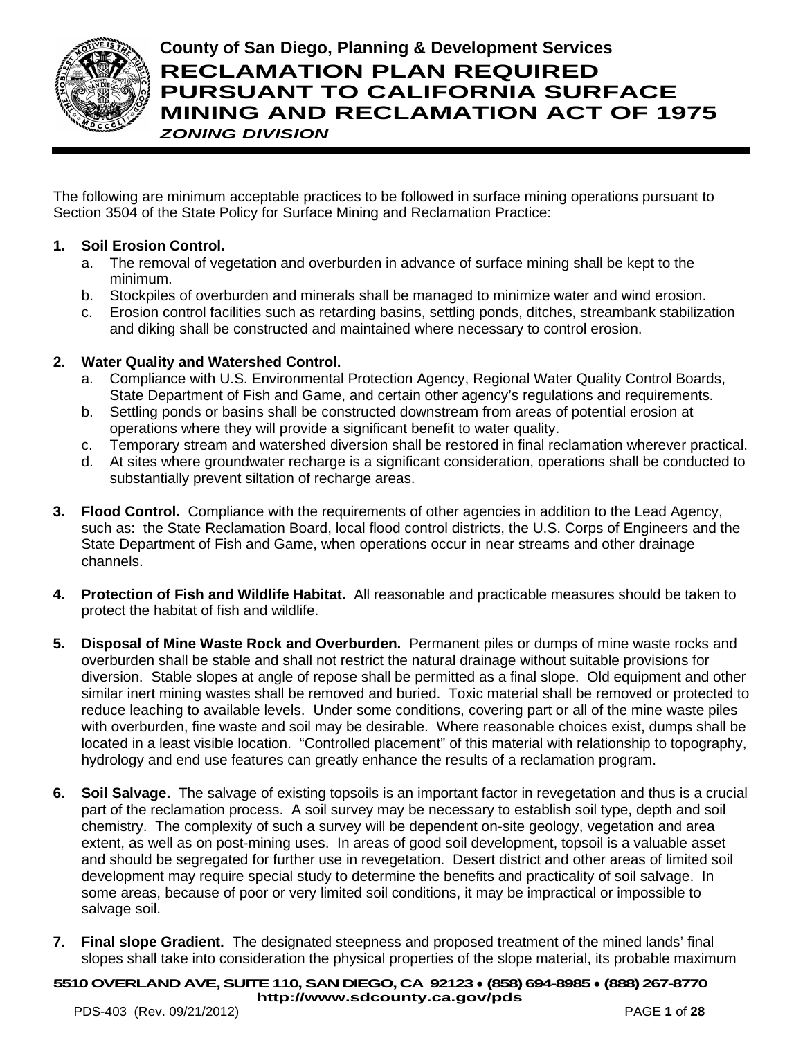**County of San Diego, Planning & Development Services**

# RECLAMATION PLAN REQUIRED PURSUANT TO CALIFORNIA SURFACE MINING AND RECLAMATION ACT OF 1975

***ZONING DIVISION***

The following are minimum acceptable practices to be followed in surface mining operations pursuant to Section 3504 of the State Policy for Surface Mining and Reclamation Practice:

1. **Soil Erosion Control.**
   a. The removal of vegetation and overburden in advance of surface mining shall be kept to the minimum.
   b. Stockpiles of overburden and minerals shall be managed to minimize water and wind erosion.
   c. Erosion control facilities such as retarding basins, settling ponds, ditches, streambank stabilization and diking shall be constructed and maintained where necessary to control erosion.

2. **Water Quality and Watershed Control.**
   a. Compliance with U.S. Environmental Protection Agency, Regional Water Quality Control Boards, State Department of Fish and Game, and certain other agency's regulations and requirements.
   b. Settling ponds or basins shall be constructed downstream from areas of potential erosion at operations where they will provide a significant benefit to water quality.
   c. Temporary stream and watershed diversion shall be restored in final reclamation wherever practical.
   d. At sites where groundwater recharge is a significant consideration, operations shall be conducted to substantially prevent siltation of recharge areas.

3. **Flood Control.** Compliance with the requirements of other agencies in addition to the Lead Agency, such as: the State Reclamation Board, local flood control districts, the U.S. Corps of Engineers and the State Department of Fish and Game, when operations occur in near streams and other drainage channels.

4. **Protection of Fish and Wildlife Habitat.** All reasonable and practicable measures should be taken to protect the habitat of fish and wildlife.

5. **Disposal of Mine Waste Rock and Overburden.** Permanent piles or dumps of mine waste rocks and overburden shall be stable and shall not restrict the natural drainage without suitable provisions for diversion. Stable slopes at angle of repose shall be permitted as a final slope. Old equipment and other similar inert mining wastes shall be removed and buried. Toxic material shall be removed or protected to reduce leaching to available levels. Under some conditions, covering part or all of the mine waste piles with overburden, fine waste and soil may be desirable. Where reasonable choices exist, dumps shall be located in a least visible location. "Controlled placement" of this material with relationship to topography, hydrology and end use features can greatly enhance the results of a reclamation program.

6. **Soil Salvage.** The salvage of existing topsoils is an important factor in revegetation and thus is a crucial part of the reclamation process. A soil survey may be necessary to establish soil type, depth and soil chemistry. The complexity of such a survey will be dependent on-site geology, vegetation and area extent, as well as on post-mining uses. In areas of good soil development, topsoil is a valuable asset and should be segregated for further use in revegetation. Desert district and other areas of limited soil development may require special study to determine the benefits and practicality of soil salvage. In some areas, because of poor or very limited soil conditions, it may be impractical or impossible to salvage soil.

7. **Final slope Gradient.** The designated steepness and proposed treatment of the mined lands' final slopes shall take into consideration the physical properties of the slope material, its probable maximum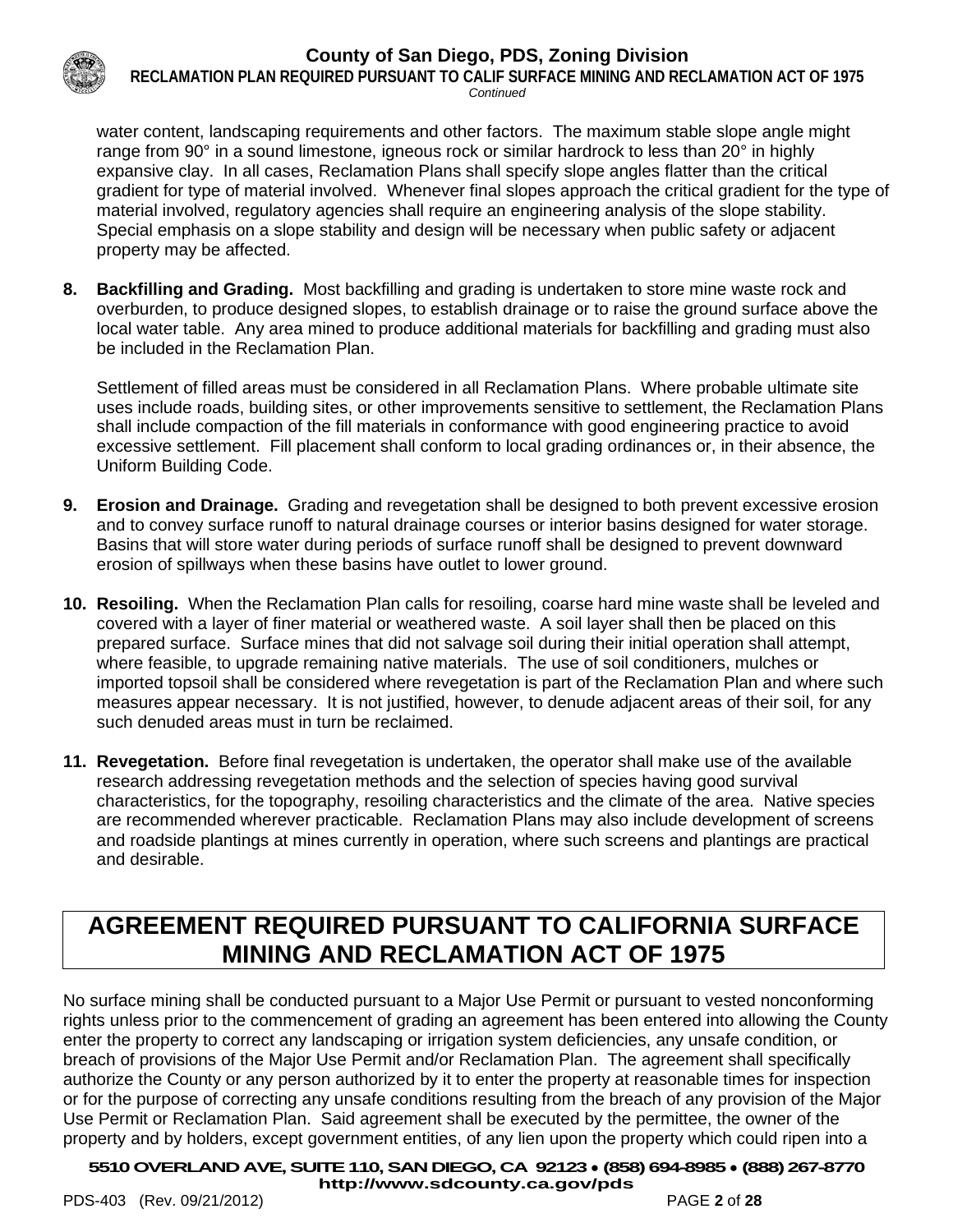water content, landscaping requirements and other factors. The maximum stable slope angle might range from 90° in a sound limestone, igneous rock or similar hardrock to less than 20° in highly expansive clay. In all cases, Reclamation Plans shall specify slope angles flatter than the critical gradient for type of material involved. Whenever final slopes approach the critical gradient for the type of material involved, regulatory agencies shall require an engineering analysis of the slope stability. Special emphasis on a slope stability and design will be necessary when public safety or adjacent property may be affected.

8. **Backfilling and Grading.** Most backfilling and grading is undertaken to store mine waste rock and overburden, to produce designed slopes, to establish drainage or to raise the ground surface above the local water table. Any area mined to produce additional materials for backfilling and grading must also be included in the Reclamation Plan.

   Settlement of filled areas must be considered in all Reclamation Plans. Where probable ultimate site uses include roads, building sites, or other improvements sensitive to settlement, the Reclamation Plans shall include compaction of the fill materials in conformance with good engineering practice to avoid excessive settlement. Fill placement shall conform to local grading ordinances or, in their absence, the Uniform Building Code.

9. **Erosion and Drainage.** Grading and revegetation shall be designed to both prevent excessive erosion and to convey surface runoff to natural drainage courses or interior basins designed for water storage. Basins that will store water during periods of surface runoff shall be designed to prevent downward erosion of spillways when these basins have outlet to lower ground.

10. **Resoiling.** When the Reclamation Plan calls for resoiling, coarse hard mine waste shall be leveled and covered with a layer of finer material or weathered waste. A soil layer shall then be placed on this prepared surface. Surface mines that did not salvage soil during their initial operation shall attempt, where feasible, to upgrade remaining native materials. The use of soil conditioners, mulches or imported topsoil shall be considered where revegetation is part of the Reclamation Plan and where such measures appear necessary. It is not justified, however, to denude adjacent areas of their soil, for any such denuded areas must in turn be reclaimed.

11. **Revegetation.** Before final revegetation is undertaken, the operator shall make use of the available research addressing revegetation methods and the selection of species having good survival characteristics, for the topography, resoiling characteristics and the climate of the area. Native species are recommended wherever practicable. Reclamation Plans may also include development of screens and roadside plantings at mines currently in operation, where such screens and plantings are practical and desirable.

## AGREEMENT REQUIRED PURSUANT TO CALIFORNIA SURFACE MINING AND RECLAMATION ACT OF 1975

No surface mining shall be conducted pursuant to a Major Use Permit or pursuant to vested nonconforming rights unless prior to the commencement of grading an agreement has been entered into allowing the County enter the property to correct any landscaping or irrigation system deficiencies, any unsafe condition, or breach of provisions of the Major Use Permit and/or Reclamation Plan. The agreement shall specifically authorize the County or any person authorized by it to enter the property at reasonable times for inspection or for the purpose of correcting any unsafe conditions resulting from the breach of any provision of the Major Use Permit or Reclamation Plan. Said agreement shall be executed by the permittee, the owner of the property and by holders, except government entities, of any lien upon the property which could ripen into a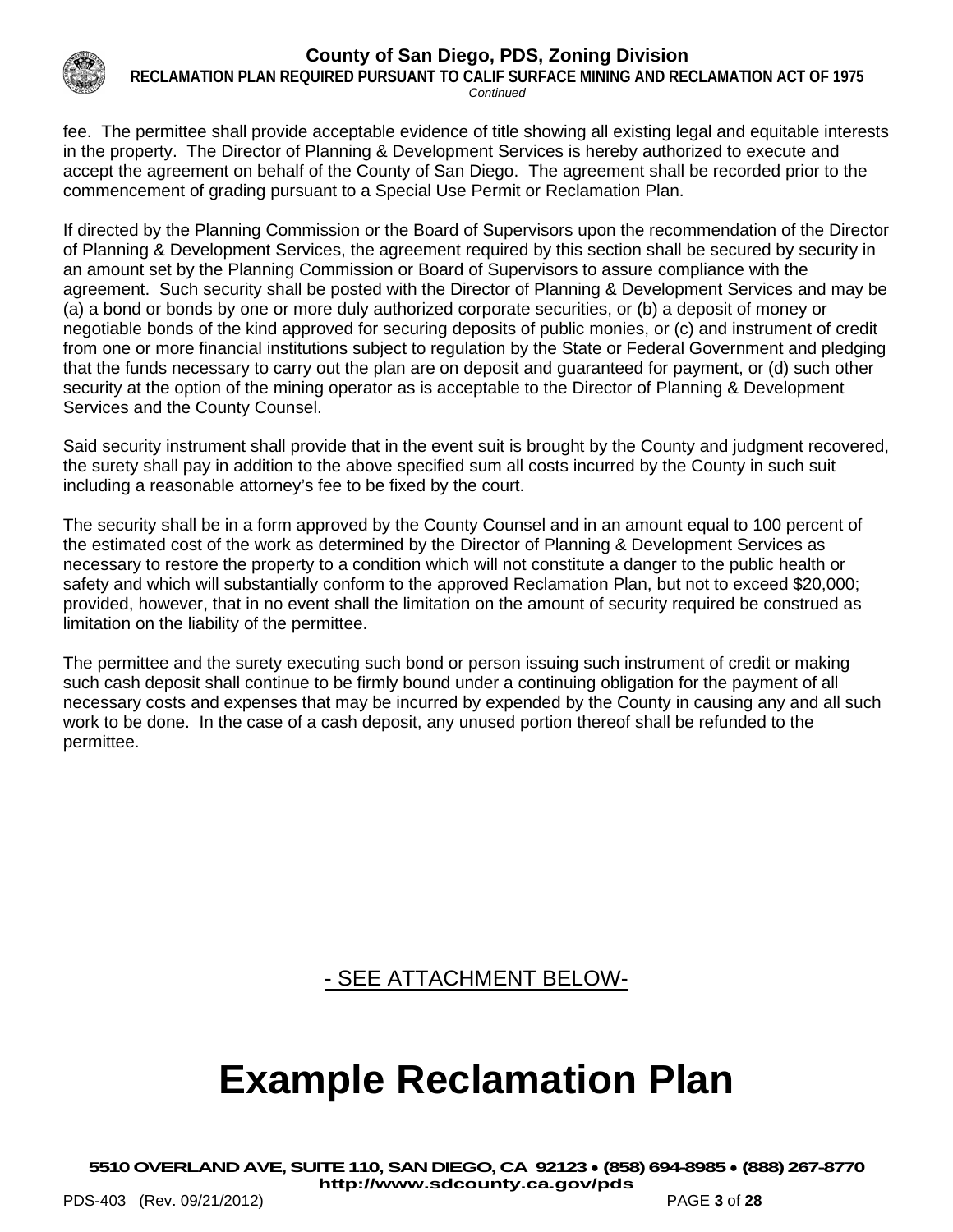fee. The permittee shall provide acceptable evidence of title showing all existing legal and equitable interests in the property. The Director of Planning & Development Services is hereby authorized to execute and accept the agreement on behalf of the County of San Diego. The agreement shall be recorded prior to the commencement of grading pursuant to a Special Use Permit or Reclamation Plan.

If directed by the Planning Commission or the Board of Supervisors upon the recommendation of the Director of Planning & Development Services, the agreement required by this section shall be secured by security in an amount set by the Planning Commission or Board of Supervisors to assure compliance with the agreement. Such security shall be posted with the Director of Planning & Development Services and may be (a) a bond or bonds by one or more duly authorized corporate securities, or (b) a deposit of money or negotiable bonds of the kind approved for securing deposits of public monies, or (c) and instrument of credit from one or more financial institutions subject to regulation by the State or Federal Government and pledging that the funds necessary to carry out the plan are on deposit and guaranteed for payment, or (d) such other security at the option of the mining operator as is acceptable to the Director of Planning & Development Services and the County Counsel.

Said security instrument shall provide that in the event suit is brought by the County and judgment recovered, the surety shall pay in addition to the above specified sum all costs incurred by the County in such suit including a reasonable attorney's fee to be fixed by the court.

The security shall be in a form approved by the County Counsel and in an amount equal to 100 percent of the estimated cost of the work as determined by the Director of Planning & Development Services as necessary to restore the property to a condition which will not constitute a danger to the public health or safety and which will substantially conform to the approved Reclamation Plan, but not to exceed $20,000; provided, however, that in no event shall the limitation on the amount of security required be construed as limitation on the liability of the permittee.

The permittee and the surety executing such bond or person issuing such instrument of credit or making such cash deposit shall continue to be firmly bound under a continuing obligation for the payment of all necessary costs and expenses that may be incurred by expended by the County in causing any and all such work to be done. In the case of a cash deposit, any unused portion thereof shall be refunded to the permittee.

- SEE ATTACHMENT BELOW-

# Example Reclamation Plan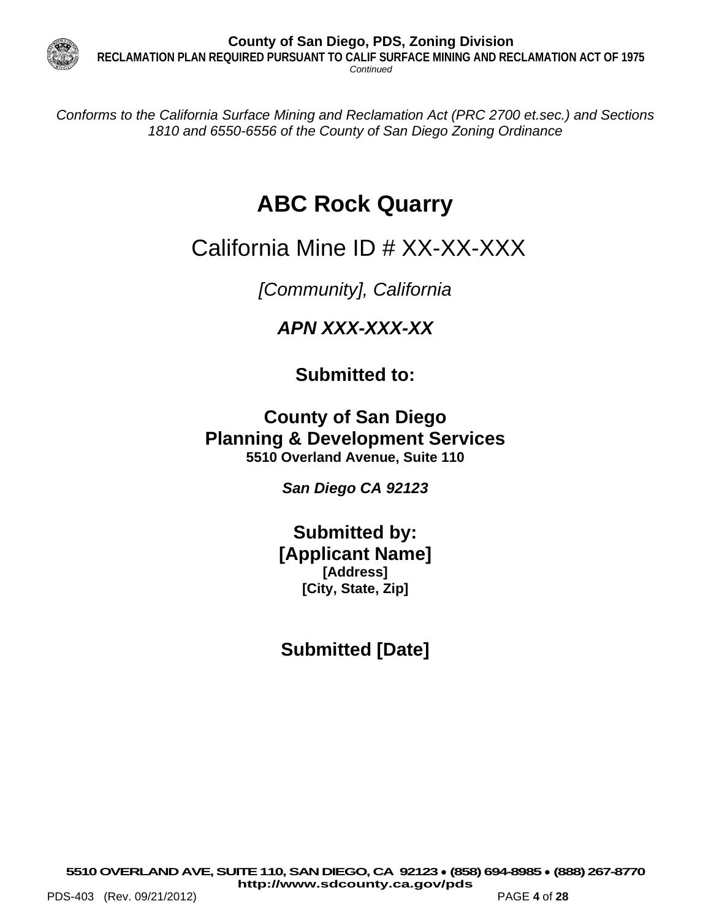*Conforms to the California Surface Mining and Reclamation Act (PRC 2700 et.sec.) and Sections 1810 and 6550-6556 of the County of San Diego Zoning Ordinance*

# ABC Rock Quarry

## California Mine ID # XX-XX-XXX

*[Community], California*

***APN XXX-XXX-XX***

**Submitted to:**

**County of San Diego**
**Planning & Development Services**
**5510 Overland Avenue, Suite 110**

***San Diego CA 92123***

**Submitted by:**
**[Applicant Name]**
**[Address]**
**[City, State, Zip]**

**Submitted [Date]**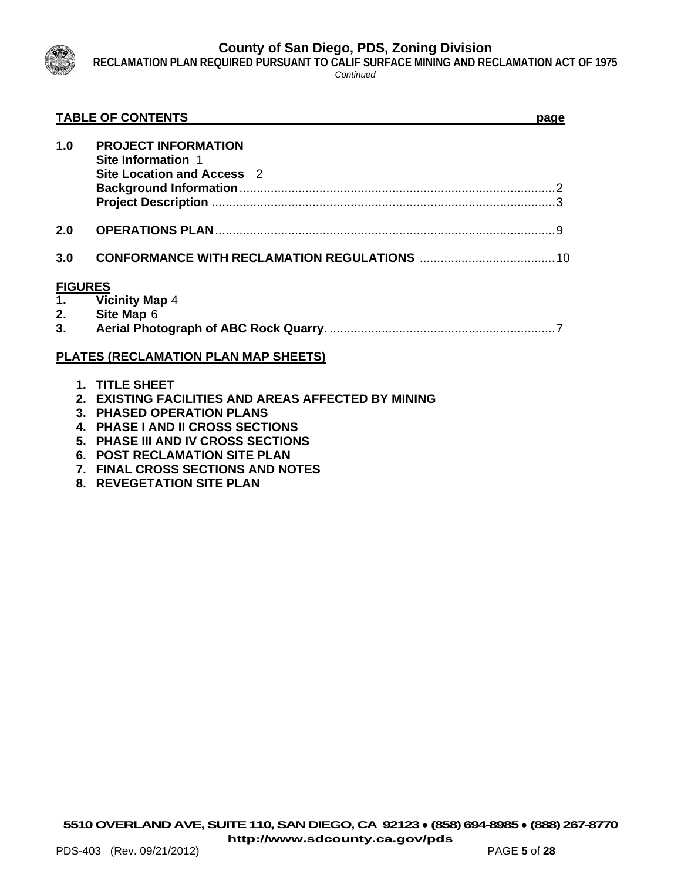**TABLE OF CONTENTS** **page**

**1.0 PROJECT INFORMATION**

**Site Information** 1

**Site Location and Access** 2

**Background Information**....................................................................................2

**Project Description** ...........................................................................................3

**2.0 OPERATIONS PLAN**........................................................................................9

**3.0 CONFORMANCE WITH RECLAMATION REGULATIONS** .................................10

**FIGURES**

1. **Vicinity Map** 4
2. **Site Map** 6
3. **Aerial Photograph of ABC Rock Quarry**. ........................................................7

**PLATES (RECLAMATION PLAN MAP SHEETS)**

1. **TITLE SHEET**
2. **EXISTING FACILITIES AND AREAS AFFECTED BY MINING**
3. **PHASED OPERATION PLANS**
4. **PHASE I AND II CROSS SECTIONS**
5. **PHASE III AND IV CROSS SECTIONS**
6. **POST RECLAMATION SITE PLAN**
7. **FINAL CROSS SECTIONS AND NOTES**
8. **REVEGETATION SITE PLAN**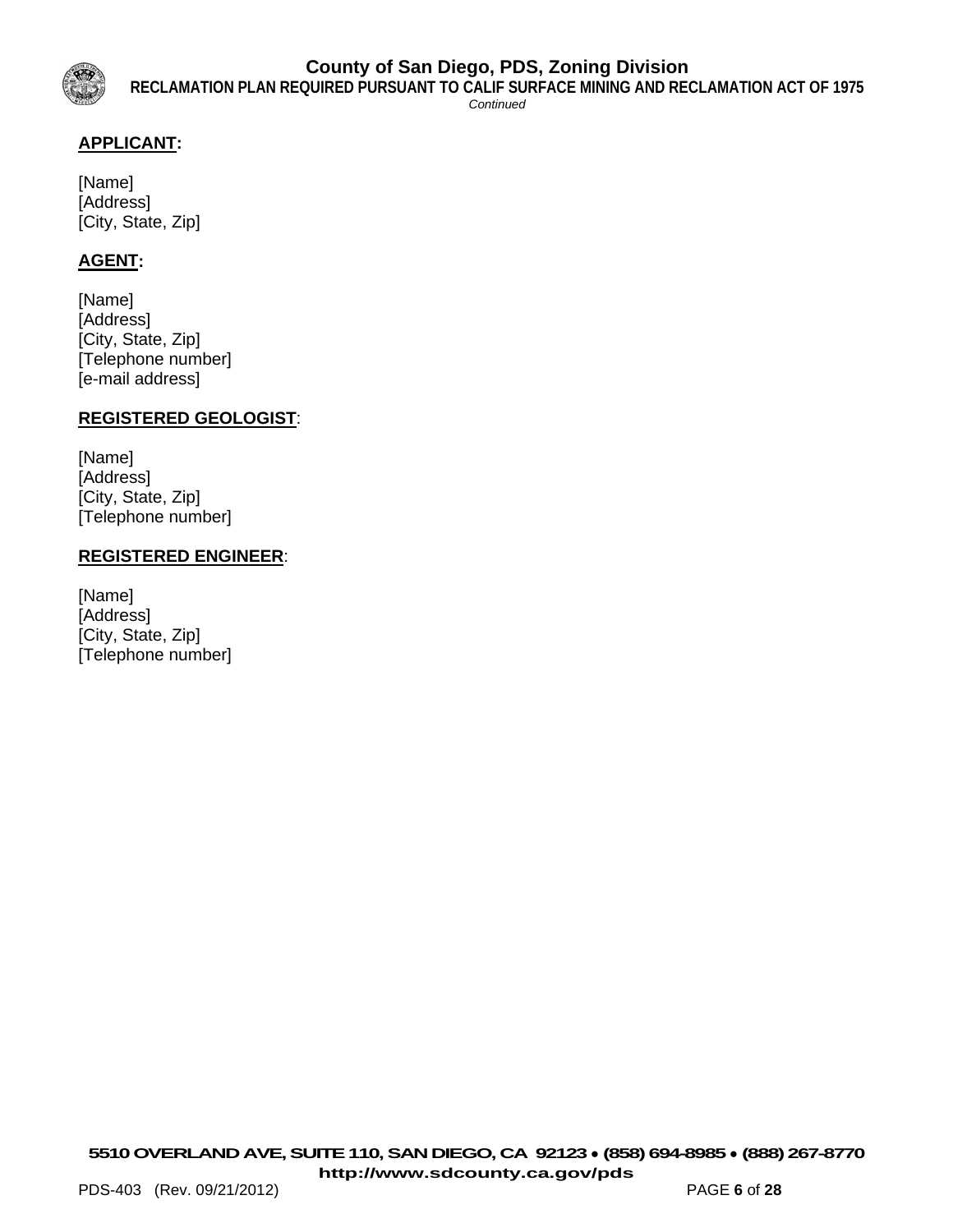**APPLICANT:**

[Name]
[Address]
[City, State, Zip]

**AGENT:**

[Name]
[Address]
[City, State, Zip]
[Telephone number]
[e-mail address]

**REGISTERED GEOLOGIST**:

[Name]
[Address]
[City, State, Zip]
[Telephone number]

**REGISTERED ENGINEER**:

[Name]
[Address]
[City, State, Zip]
[Telephone number]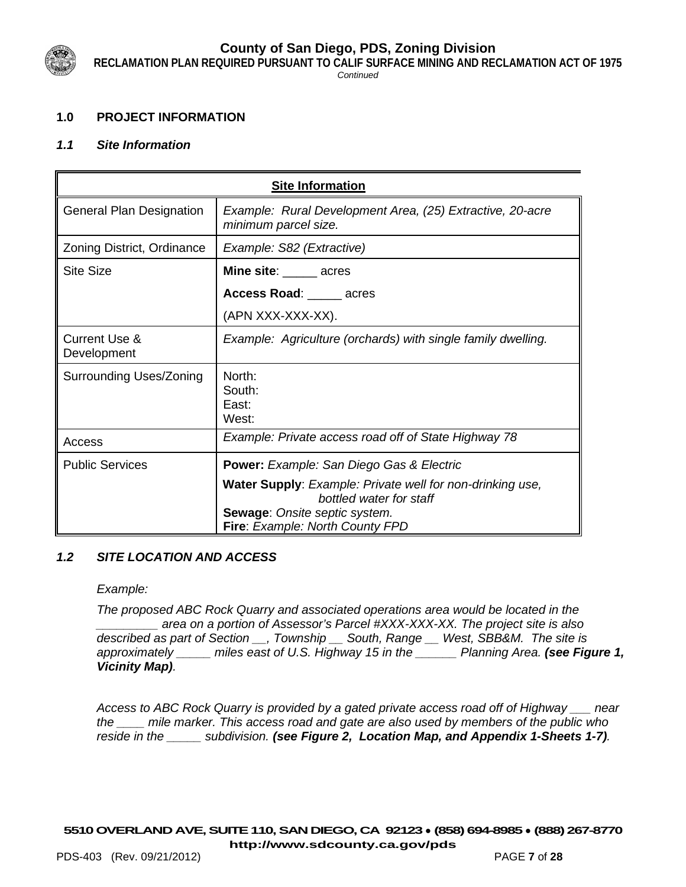## 1.0 PROJECT INFORMATION

### *1.1 Site Information*

| **Site Information** | |
|---|---|
| General Plan Designation | *Example: Rural Development Area, (25) Extractive, 20-acre minimum parcel size.* |
| Zoning District, Ordinance | *Example: S82 (Extractive)* |
| Site Size | **Mine site**: _____ acres<br>**Access Road**: _____ acres<br>(APN XXX-XXX-XX). |
| Current Use & Development | *Example: Agriculture (orchards) with single family dwelling.* |
| Surrounding Uses/Zoning | North:<br>South:<br>East:<br>West: |
| Access | *Example: Private access road off of State Highway 78* |
| Public Services | **Power:** *Example: San Diego Gas & Electric*<br>**Water Supply**: *Example: Private well for non-drinking use, bottled water for staff*<br>**Sewage**: *Onsite septic system.*<br>**Fire**: *Example: North County FPD* |

### *1.2 SITE LOCATION AND ACCESS*

*Example:*

*The proposed ABC Rock Quarry and associated operations area would be located in the _________ area on a portion of Assessor's Parcel #XXX-XXX-XX. The project site is also described as part of Section __, Township __ South, Range __ West, SBB&M. The site is approximately _____ miles east of U.S. Highway 15 in the ______ Planning Area.* ***(see Figure 1, Vicinity Map)****.*

*Access to ABC Rock Quarry is provided by a gated private access road off of Highway ___ near the ____ mile marker. This access road and gate are also used by members of the public who reside in the _____ subdivision.* ***(see Figure 2, Location Map, and Appendix 1-Sheets 1-7)****.*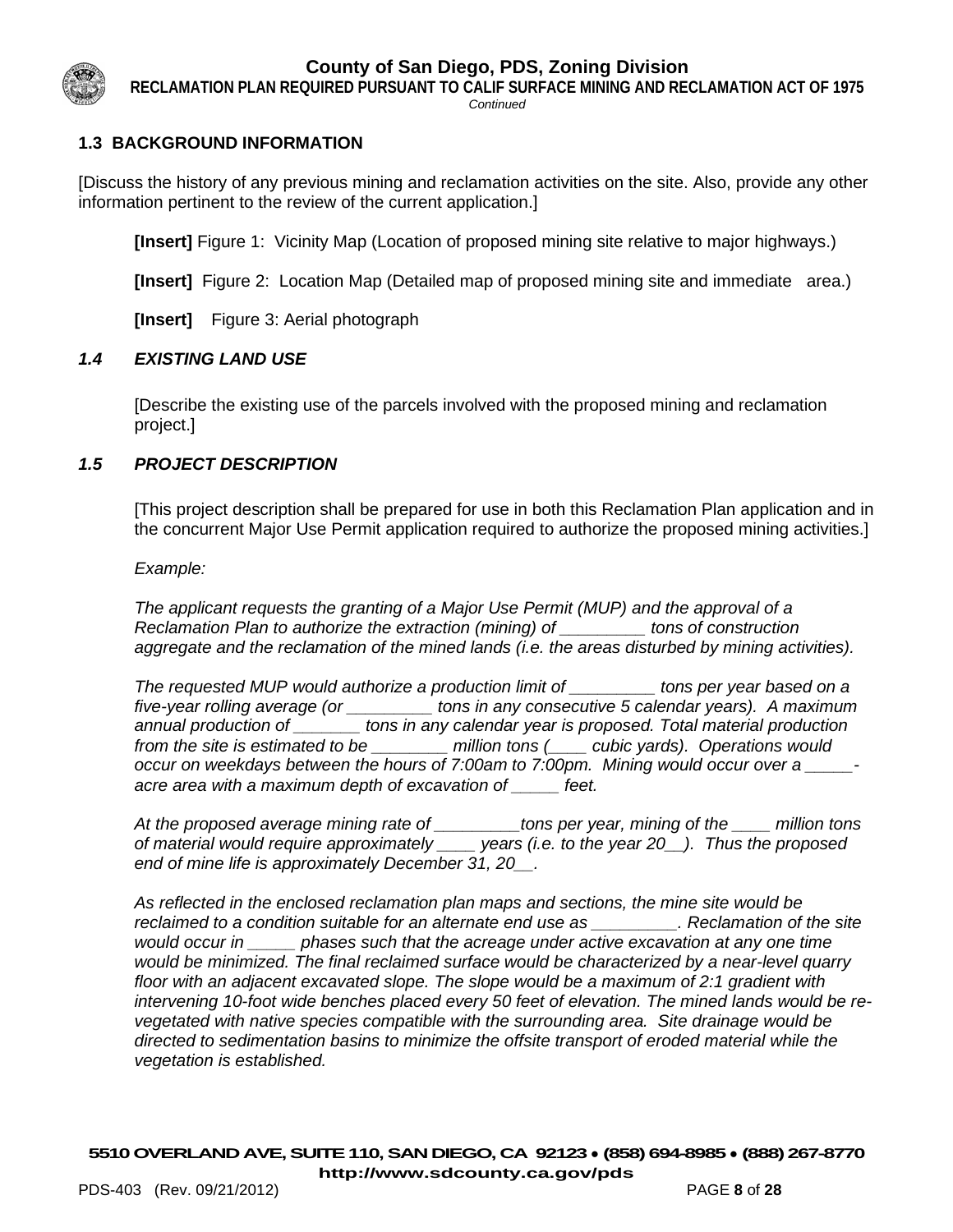## 1.3 BACKGROUND INFORMATION

[Discuss the history of any previous mining and reclamation activities on the site. Also, provide any other information pertinent to the review of the current application.]

**[Insert]** Figure 1: Vicinity Map (Location of proposed mining site relative to major highways.)

**[Insert]** Figure 2: Location Map (Detailed map of proposed mining site and immediate area.)

**[Insert]** Figure 3: Aerial photograph

## *1.4 EXISTING LAND USE*

[Describe the existing use of the parcels involved with the proposed mining and reclamation project.]

## *1.5 PROJECT DESCRIPTION*

[This project description shall be prepared for use in both this Reclamation Plan application and in the concurrent Major Use Permit application required to authorize the proposed mining activities.]

*Example:*

*The applicant requests the granting of a Major Use Permit (MUP) and the approval of a Reclamation Plan to authorize the extraction (mining) of _________ tons of construction aggregate and the reclamation of the mined lands (i.e. the areas disturbed by mining activities).*

*The requested MUP would authorize a production limit of _________ tons per year based on a five-year rolling average (or _________ tons in any consecutive 5 calendar years). A maximum annual production of _______ tons in any calendar year is proposed. Total material production from the site is estimated to be ________ million tons (____ cubic yards). Operations would occur on weekdays between the hours of 7:00am to 7:00pm. Mining would occur over a _____-acre area with a maximum depth of excavation of _____ feet.*

*At the proposed average mining rate of _________tons per year, mining of the ____ million tons of material would require approximately ____ years (i.e. to the year 20__). Thus the proposed end of mine life is approximately December 31, 20__.*

*As reflected in the enclosed reclamation plan maps and sections, the mine site would be reclaimed to a condition suitable for an alternate end use as _________. Reclamation of the site would occur in _____ phases such that the acreage under active excavation at any one time would be minimized. The final reclaimed surface would be characterized by a near-level quarry floor with an adjacent excavated slope. The slope would be a maximum of 2:1 gradient with intervening 10-foot wide benches placed every 50 feet of elevation. The mined lands would be re-vegetated with native species compatible with the surrounding area. Site drainage would be directed to sedimentation basins to minimize the offsite transport of eroded material while the vegetation is established.*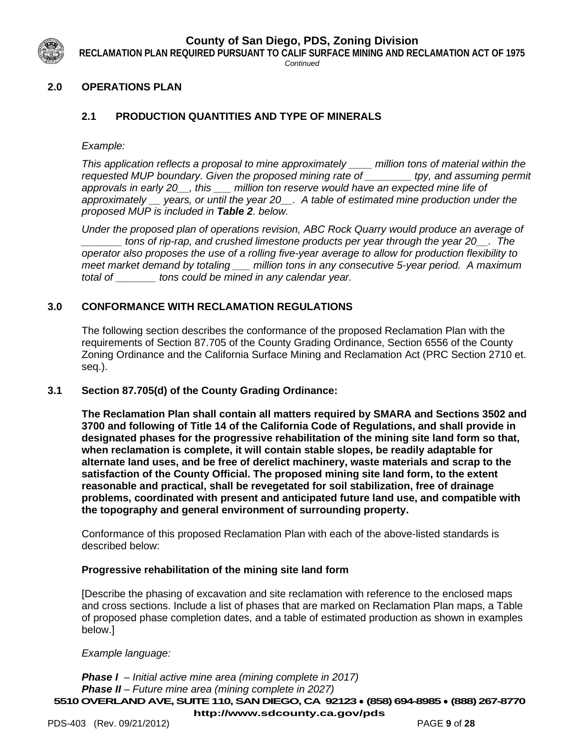## 2.0 OPERATIONS PLAN

### 2.1 PRODUCTION QUANTITIES AND TYPE OF MINERALS

*Example:*

*This application reflects a proposal to mine approximately ____ million tons of material within the requested MUP boundary. Given the proposed mining rate of ________ tpy, and assuming permit approvals in early 20__, this ___ million ton reserve would have an expected mine life of approximately __ years, or until the year 20__. A table of estimated mine production under the proposed MUP is included in **Table 2**. below.*

*Under the proposed plan of operations revision, ABC Rock Quarry would produce an average of _______ tons of rip-rap, and crushed limestone products per year through the year 20__. The operator also proposes the use of a rolling five-year average to allow for production flexibility to meet market demand by totaling ___ million tons in any consecutive 5-year period. A maximum total of _______ tons could be mined in any calendar year.*

## 3.0 CONFORMANCE WITH RECLAMATION REGULATIONS

The following section describes the conformance of the proposed Reclamation Plan with the requirements of Section 87.705 of the County Grading Ordinance, Section 6556 of the County Zoning Ordinance and the California Surface Mining and Reclamation Act (PRC Section 2710 et. seq.).

### 3.1 Section 87.705(d) of the County Grading Ordinance:

**The Reclamation Plan shall contain all matters required by SMARA and Sections 3502 and 3700 and following of Title 14 of the California Code of Regulations, and shall provide in designated phases for the progressive rehabilitation of the mining site land form so that, when reclamation is complete, it will contain stable slopes, be readily adaptable for alternate land uses, and be free of derelict machinery, waste materials and scrap to the satisfaction of the County Official. The proposed mining site land form, to the extent reasonable and practical, shall be revegetated for soil stabilization, free of drainage problems, coordinated with present and anticipated future land use, and compatible with the topography and general environment of surrounding property.**

Conformance of this proposed Reclamation Plan with each of the above-listed standards is described below:

**Progressive rehabilitation of the mining site land form**

[Describe the phasing of excavation and site reclamation with reference to the enclosed maps and cross sections. Include a list of phases that are marked on Reclamation Plan maps, a Table of proposed phase completion dates, and a table of estimated production as shown in examples below.]

*Example language:*

***Phase I** – Initial active mine area (mining complete in 2017)*
***Phase II** – Future mine area (mining complete in 2027)*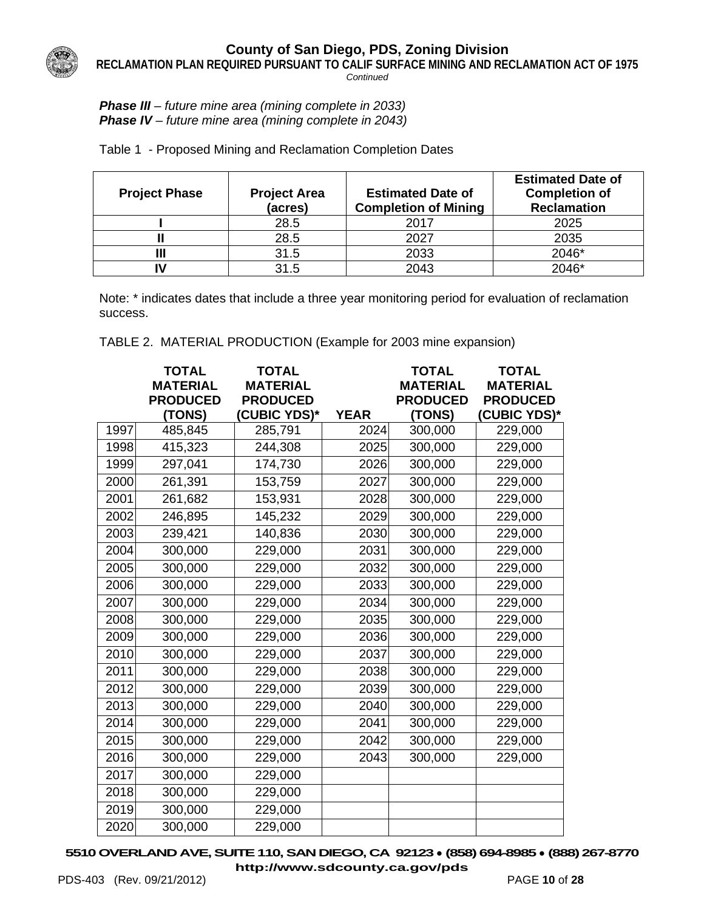***Phase III*** – *future mine area (mining complete in 2033)*
***Phase IV*** – *future mine area (mining complete in 2043)*

Table 1 - Proposed Mining and Reclamation Completion Dates

| Project Phase | Project Area (acres) | Estimated Date of Completion of Mining | Estimated Date of Completion of Reclamation |
|---|---|---|---|
| I | 28.5 | 2017 | 2025 |
| II | 28.5 | 2027 | 2035 |
| III | 31.5 | 2033 | 2046* |
| IV | 31.5 | 2043 | 2046* |

Note: * indicates dates that include a three year monitoring period for evaluation of reclamation success.

TABLE 2. MATERIAL PRODUCTION (Example for 2003 mine expansion)

| | TOTAL MATERIAL PRODUCED (TONS) | TOTAL MATERIAL PRODUCED (CUBIC YDS)* | YEAR | TOTAL MATERIAL PRODUCED (TONS) | TOTAL MATERIAL PRODUCED (CUBIC YDS)* |
|---|---|---|---|---|---|
| 1997 | 485,845 | 285,791 | 2024 | 300,000 | 229,000 |
| 1998 | 415,323 | 244,308 | 2025 | 300,000 | 229,000 |
| 1999 | 297,041 | 174,730 | 2026 | 300,000 | 229,000 |
| 2000 | 261,391 | 153,759 | 2027 | 300,000 | 229,000 |
| 2001 | 261,682 | 153,931 | 2028 | 300,000 | 229,000 |
| 2002 | 246,895 | 145,232 | 2029 | 300,000 | 229,000 |
| 2003 | 239,421 | 140,836 | 2030 | 300,000 | 229,000 |
| 2004 | 300,000 | 229,000 | 2031 | 300,000 | 229,000 |
| 2005 | 300,000 | 229,000 | 2032 | 300,000 | 229,000 |
| 2006 | 300,000 | 229,000 | 2033 | 300,000 | 229,000 |
| 2007 | 300,000 | 229,000 | 2034 | 300,000 | 229,000 |
| 2008 | 300,000 | 229,000 | 2035 | 300,000 | 229,000 |
| 2009 | 300,000 | 229,000 | 2036 | 300,000 | 229,000 |
| 2010 | 300,000 | 229,000 | 2037 | 300,000 | 229,000 |
| 2011 | 300,000 | 229,000 | 2038 | 300,000 | 229,000 |
| 2012 | 300,000 | 229,000 | 2039 | 300,000 | 229,000 |
| 2013 | 300,000 | 229,000 | 2040 | 300,000 | 229,000 |
| 2014 | 300,000 | 229,000 | 2041 | 300,000 | 229,000 |
| 2015 | 300,000 | 229,000 | 2042 | 300,000 | 229,000 |
| 2016 | 300,000 | 229,000 | 2043 | 300,000 | 229,000 |
| 2017 | 300,000 | 229,000 | | | |
| 2018 | 300,000 | 229,000 | | | |
| 2019 | 300,000 | 229,000 | | | |
| 2020 | 300,000 | 229,000 | | | |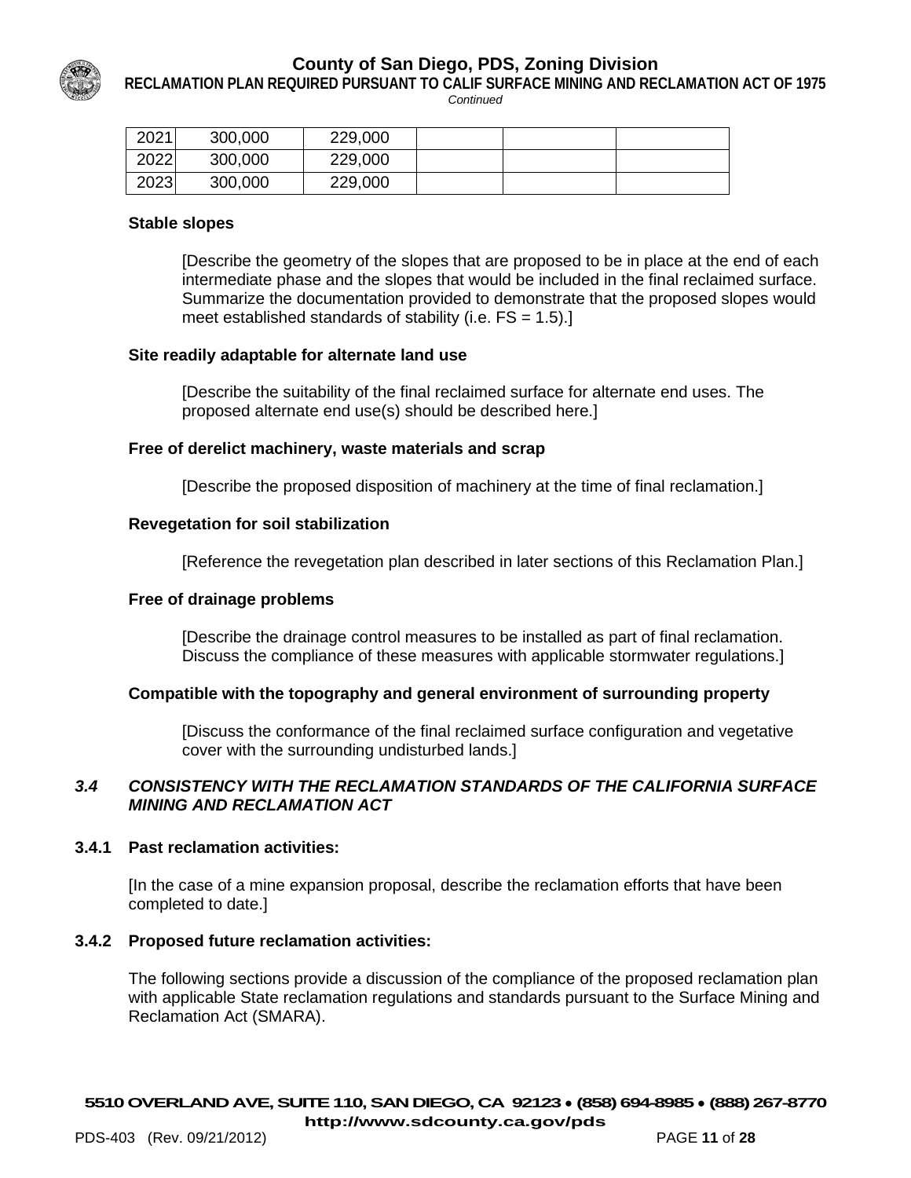| 2021 | 300,000 | 229,000 | | | |
|---|---|---|---|---|---|
| 2022 | 300,000 | 229,000 | | | |
| 2023 | 300,000 | 229,000 | | | |

**Stable slopes**

[Describe the geometry of the slopes that are proposed to be in place at the end of each intermediate phase and the slopes that would be included in the final reclaimed surface. Summarize the documentation provided to demonstrate that the proposed slopes would meet established standards of stability (i.e. FS = 1.5).]

**Site readily adaptable for alternate land use**

[Describe the suitability of the final reclaimed surface for alternate end uses. The proposed alternate end use(s) should be described here.]

**Free of derelict machinery, waste materials and scrap**

[Describe the proposed disposition of machinery at the time of final reclamation.]

**Revegetation for soil stabilization**

[Reference the revegetation plan described in later sections of this Reclamation Plan.]

**Free of drainage problems**

[Describe the drainage control measures to be installed as part of final reclamation. Discuss the compliance of these measures with applicable stormwater regulations.]

**Compatible with the topography and general environment of surrounding property**

[Discuss the conformance of the final reclaimed surface configuration and vegetative cover with the surrounding undisturbed lands.]

### *3.4 CONSISTENCY WITH THE RECLAMATION STANDARDS OF THE CALIFORNIA SURFACE MINING AND RECLAMATION ACT*

#### 3.4.1 Past reclamation activities:

[In the case of a mine expansion proposal, describe the reclamation efforts that have been completed to date.]

#### 3.4.2 Proposed future reclamation activities:

The following sections provide a discussion of the compliance of the proposed reclamation plan with applicable State reclamation regulations and standards pursuant to the Surface Mining and Reclamation Act (SMARA).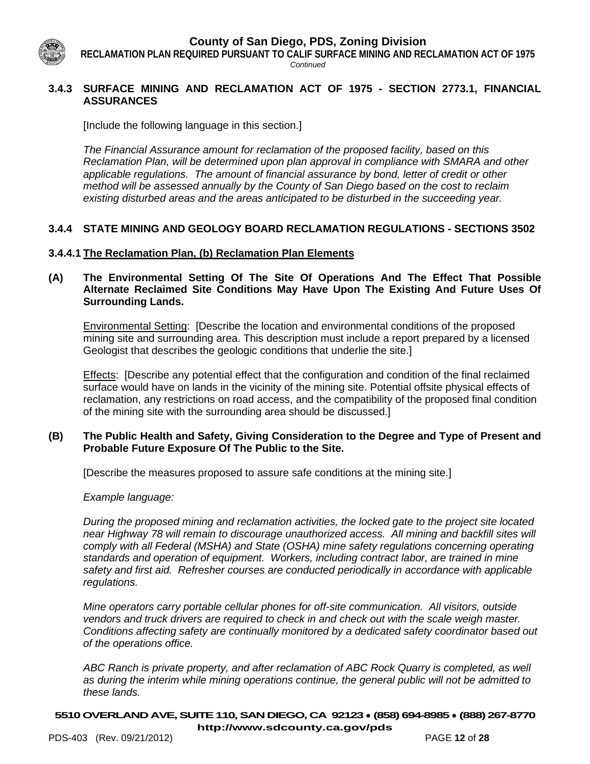### 3.4.3 SURFACE MINING AND RECLAMATION ACT OF 1975 - SECTION 2773.1, FINANCIAL ASSURANCES

[Include the following language in this section.]

*The Financial Assurance amount for reclamation of the proposed facility, based on this Reclamation Plan, will be determined upon plan approval in compliance with SMARA and other applicable regulations. The amount of financial assurance by bond, letter of credit or other method will be assessed annually by the County of San Diego based on the cost to reclaim existing disturbed areas and the areas anticipated to be disturbed in the succeeding year.*

### 3.4.4 STATE MINING AND GEOLOGY BOARD RECLAMATION REGULATIONS - SECTIONS 3502

#### 3.4.4.1 <u>The Reclamation Plan, (b) Reclamation Plan Elements</u>

**(A) The Environmental Setting Of The Site Of Operations And The Effect That Possible Alternate Reclaimed Site Conditions May Have Upon The Existing And Future Uses Of Surrounding Lands.**

<u>Environmental Setting</u>: [Describe the location and environmental conditions of the proposed mining site and surrounding area. This description must include a report prepared by a licensed Geologist that describes the geologic conditions that underlie the site.]

<u>Effects</u>: [Describe any potential effect that the configuration and condition of the final reclaimed surface would have on lands in the vicinity of the mining site. Potential offsite physical effects of reclamation, any restrictions on road access, and the compatibility of the proposed final condition of the mining site with the surrounding area should be discussed.]

**(B) The Public Health and Safety, Giving Consideration to the Degree and Type of Present and Probable Future Exposure Of The Public to the Site.**

[Describe the measures proposed to assure safe conditions at the mining site.]

*Example language:*

*During the proposed mining and reclamation activities, the locked gate to the project site located near Highway 78 will remain to discourage unauthorized access. All mining and backfill sites will comply with all Federal (MSHA) and State (OSHA) mine safety regulations concerning operating standards and operation of equipment. Workers, including contract labor, are trained in mine safety and first aid. Refresher courses are conducted periodically in accordance with applicable regulations.*

*Mine operators carry portable cellular phones for off-site communication. All visitors, outside vendors and truck drivers are required to check in and check out with the scale weigh master. Conditions affecting safety are continually monitored by a dedicated safety coordinator based out of the operations office.*

*ABC Ranch is private property, and after reclamation of ABC Rock Quarry is completed, as well as during the interim while mining operations continue, the general public will not be admitted to these lands.*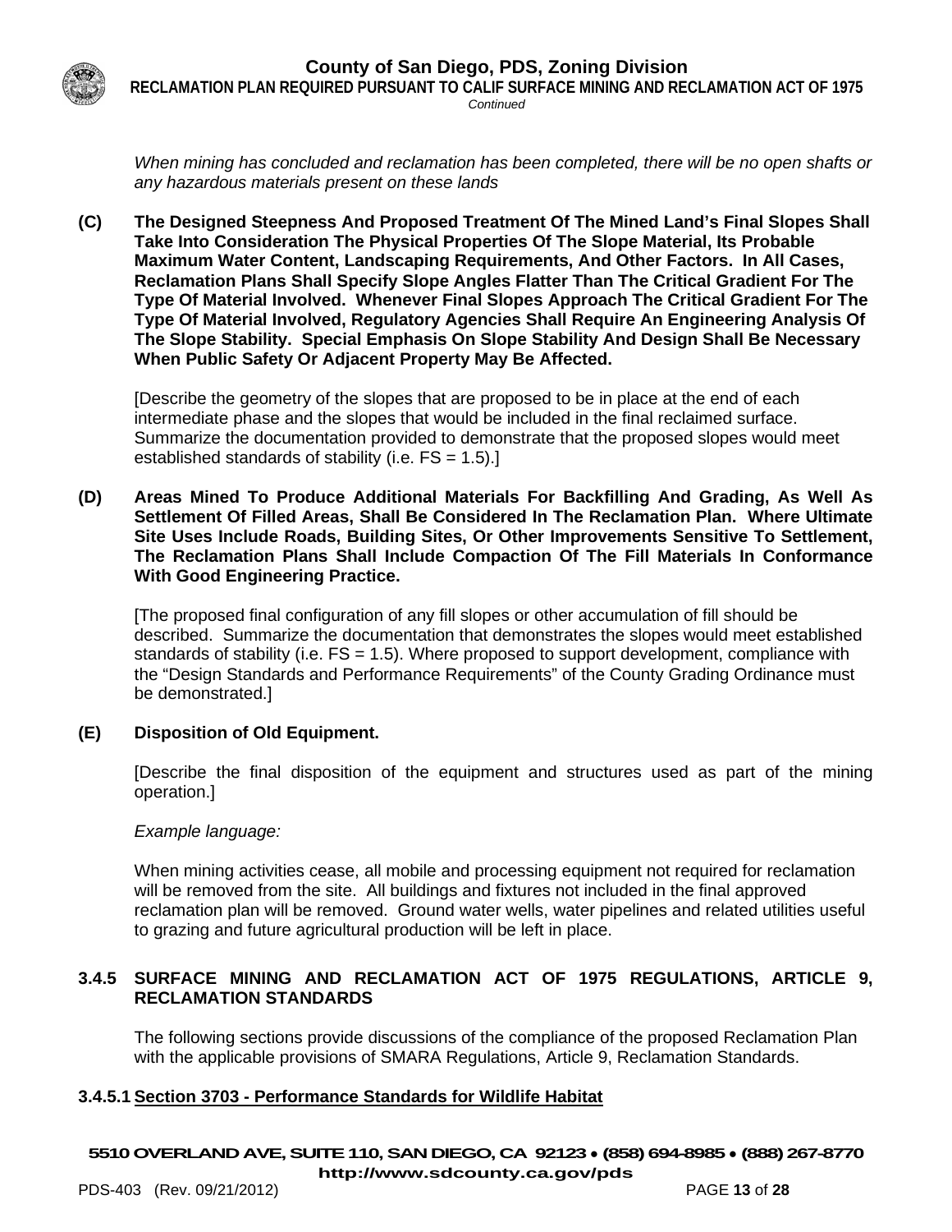*When mining has concluded and reclamation has been completed, there will be no open shafts or any hazardous materials present on these lands*

**(C) The Designed Steepness And Proposed Treatment Of The Mined Land's Final Slopes Shall Take Into Consideration The Physical Properties Of The Slope Material, Its Probable Maximum Water Content, Landscaping Requirements, And Other Factors. In All Cases, Reclamation Plans Shall Specify Slope Angles Flatter Than The Critical Gradient For The Type Of Material Involved. Whenever Final Slopes Approach The Critical Gradient For The Type Of Material Involved, Regulatory Agencies Shall Require An Engineering Analysis Of The Slope Stability. Special Emphasis On Slope Stability And Design Shall Be Necessary When Public Safety Or Adjacent Property May Be Affected.**

[Describe the geometry of the slopes that are proposed to be in place at the end of each intermediate phase and the slopes that would be included in the final reclaimed surface. Summarize the documentation provided to demonstrate that the proposed slopes would meet established standards of stability (i.e. FS = 1.5).]

**(D) Areas Mined To Produce Additional Materials For Backfilling And Grading, As Well As Settlement Of Filled Areas, Shall Be Considered In The Reclamation Plan. Where Ultimate Site Uses Include Roads, Building Sites, Or Other Improvements Sensitive To Settlement, The Reclamation Plans Shall Include Compaction Of The Fill Materials In Conformance With Good Engineering Practice.**

[The proposed final configuration of any fill slopes or other accumulation of fill should be described. Summarize the documentation that demonstrates the slopes would meet established standards of stability (i.e. FS = 1.5). Where proposed to support development, compliance with the "Design Standards and Performance Requirements" of the County Grading Ordinance must be demonstrated.]

**(E) Disposition of Old Equipment.**

[Describe the final disposition of the equipment and structures used as part of the mining operation.]

*Example language:*

When mining activities cease, all mobile and processing equipment not required for reclamation will be removed from the site. All buildings and fixtures not included in the final approved reclamation plan will be removed. Ground water wells, water pipelines and related utilities useful to grazing and future agricultural production will be left in place.

### 3.4.5 SURFACE MINING AND RECLAMATION ACT OF 1975 REGULATIONS, ARTICLE 9, RECLAMATION STANDARDS

The following sections provide discussions of the compliance of the proposed Reclamation Plan with the applicable provisions of SMARA Regulations, Article 9, Reclamation Standards.

#### 3.4.5.1 Section 3703 - Performance Standards for Wildlife Habitat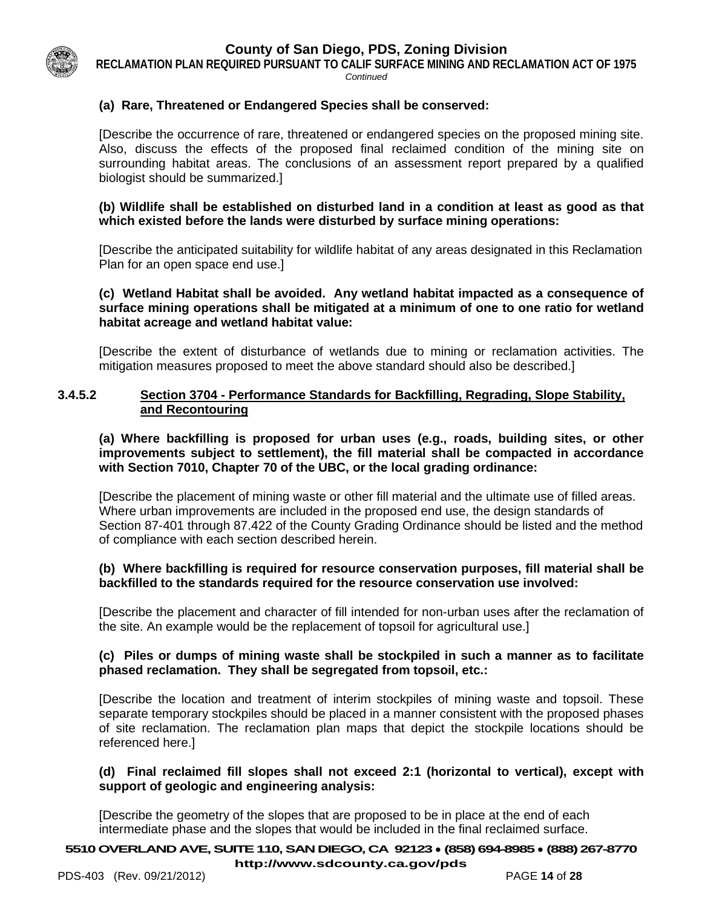**(a) Rare, Threatened or Endangered Species shall be conserved:**

[Describe the occurrence of rare, threatened or endangered species on the proposed mining site. Also, discuss the effects of the proposed final reclaimed condition of the mining site on surrounding habitat areas. The conclusions of an assessment report prepared by a qualified biologist should be summarized.]

**(b) Wildlife shall be established on disturbed land in a condition at least as good as that which existed before the lands were disturbed by surface mining operations:**

[Describe the anticipated suitability for wildlife habitat of any areas designated in this Reclamation Plan for an open space end use.]

**(c) Wetland Habitat shall be avoided. Any wetland habitat impacted as a consequence of surface mining operations shall be mitigated at a minimum of one to one ratio for wetland habitat acreage and wetland habitat value:**

[Describe the extent of disturbance of wetlands due to mining or reclamation activities. The mitigation measures proposed to meet the above standard should also be described.]

### 3.4.5.2 Section 3704 - Performance Standards for Backfilling, Regrading, Slope Stability, and Recontouring

**(a) Where backfilling is proposed for urban uses (e.g., roads, building sites, or other improvements subject to settlement), the fill material shall be compacted in accordance with Section 7010, Chapter 70 of the UBC, or the local grading ordinance:**

[Describe the placement of mining waste or other fill material and the ultimate use of filled areas. Where urban improvements are included in the proposed end use, the design standards of Section 87-401 through 87.422 of the County Grading Ordinance should be listed and the method of compliance with each section described herein.

**(b) Where backfilling is required for resource conservation purposes, fill material shall be backfilled to the standards required for the resource conservation use involved:**

[Describe the placement and character of fill intended for non-urban uses after the reclamation of the site. An example would be the replacement of topsoil for agricultural use.]

**(c) Piles or dumps of mining waste shall be stockpiled in such a manner as to facilitate phased reclamation. They shall be segregated from topsoil, etc.:**

[Describe the location and treatment of interim stockpiles of mining waste and topsoil. These separate temporary stockpiles should be placed in a manner consistent with the proposed phases of site reclamation. The reclamation plan maps that depict the stockpile locations should be referenced here.]

**(d) Final reclaimed fill slopes shall not exceed 2:1 (horizontal to vertical), except with support of geologic and engineering analysis:**

[Describe the geometry of the slopes that are proposed to be in place at the end of each intermediate phase and the slopes that would be included in the final reclaimed surface.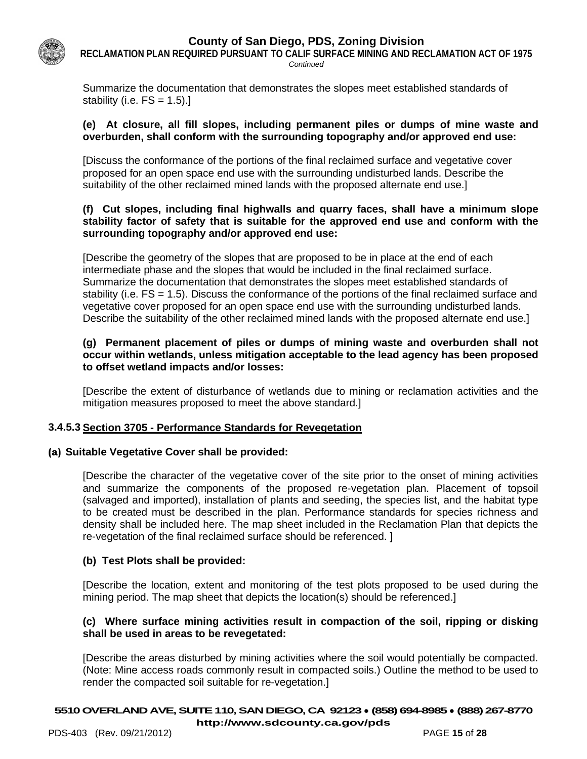Summarize the documentation that demonstrates the slopes meet established standards of stability (i.e. FS = 1.5).]

**(e) At closure, all fill slopes, including permanent piles or dumps of mine waste and overburden, shall conform with the surrounding topography and/or approved end use:**

[Discuss the conformance of the portions of the final reclaimed surface and vegetative cover proposed for an open space end use with the surrounding undisturbed lands. Describe the suitability of the other reclaimed mined lands with the proposed alternate end use.]

**(f) Cut slopes, including final highwalls and quarry faces, shall have a minimum slope stability factor of safety that is suitable for the approved end use and conform with the surrounding topography and/or approved end use:**

[Describe the geometry of the slopes that are proposed to be in place at the end of each intermediate phase and the slopes that would be included in the final reclaimed surface. Summarize the documentation that demonstrates the slopes meet established standards of stability (i.e. FS = 1.5). Discuss the conformance of the portions of the final reclaimed surface and vegetative cover proposed for an open space end use with the surrounding undisturbed lands. Describe the suitability of the other reclaimed mined lands with the proposed alternate end use.]

**(g) Permanent placement of piles or dumps of mining waste and overburden shall not occur within wetlands, unless mitigation acceptable to the lead agency has been proposed to offset wetland impacts and/or losses:**

[Describe the extent of disturbance of wetlands due to mining or reclamation activities and the mitigation measures proposed to meet the above standard.]

### 3.4.5.3 Section 3705 - Performance Standards for Revegetation

**(a) Suitable Vegetative Cover shall be provided:**

[Describe the character of the vegetative cover of the site prior to the onset of mining activities and summarize the components of the proposed re-vegetation plan. Placement of topsoil (salvaged and imported), installation of plants and seeding, the species list, and the habitat type to be created must be described in the plan. Performance standards for species richness and density shall be included here. The map sheet included in the Reclamation Plan that depicts the re-vegetation of the final reclaimed surface should be referenced. ]

**(b) Test Plots shall be provided:**

[Describe the location, extent and monitoring of the test plots proposed to be used during the mining period. The map sheet that depicts the location(s) should be referenced.]

**(c) Where surface mining activities result in compaction of the soil, ripping or disking shall be used in areas to be revegetated:**

[Describe the areas disturbed by mining activities where the soil would potentially be compacted. (Note: Mine access roads commonly result in compacted soils.) Outline the method to be used to render the compacted soil suitable for re-vegetation.]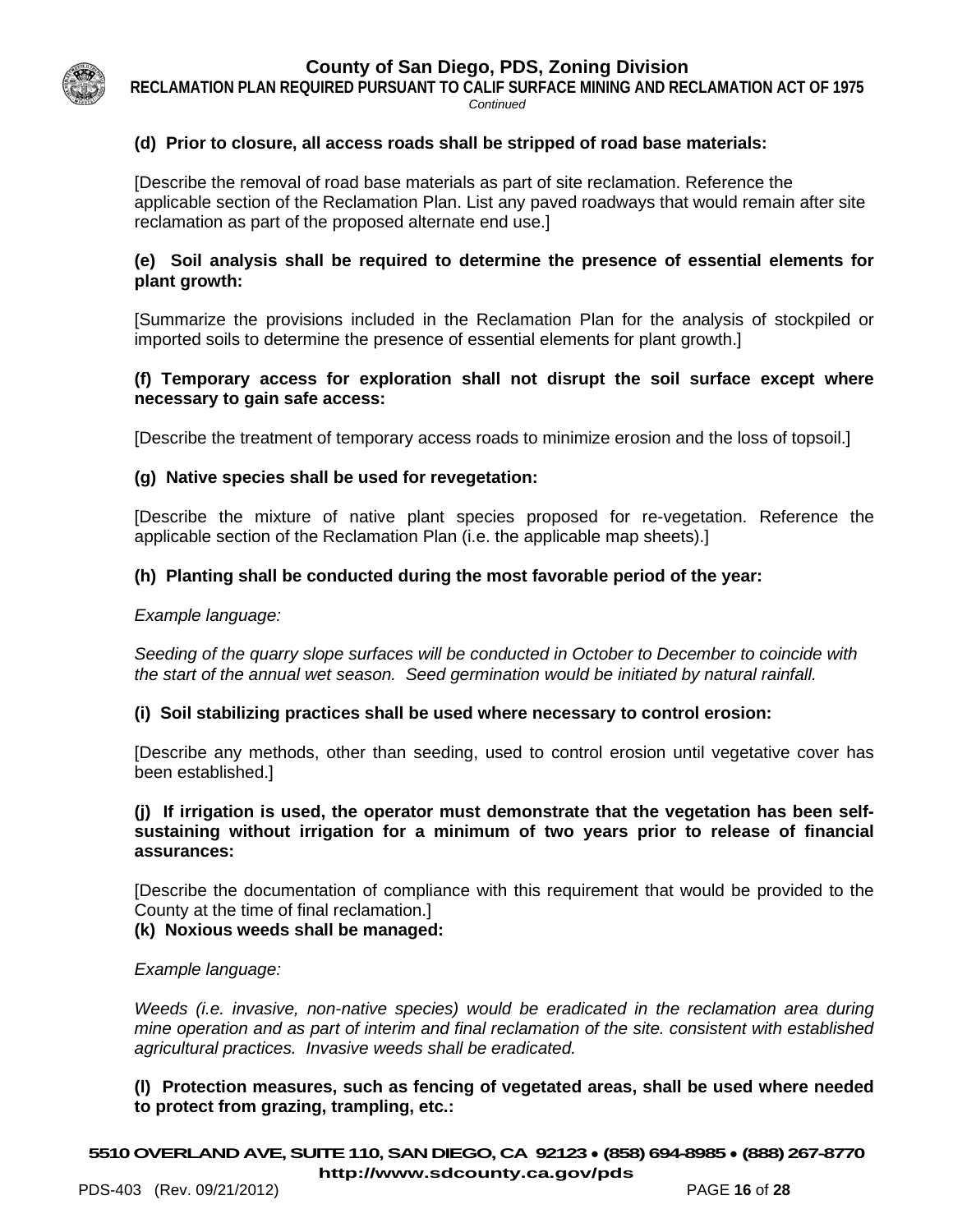**(d) Prior to closure, all access roads shall be stripped of road base materials:**

[Describe the removal of road base materials as part of site reclamation. Reference the applicable section of the Reclamation Plan. List any paved roadways that would remain after site reclamation as part of the proposed alternate end use.]

**(e) Soil analysis shall be required to determine the presence of essential elements for plant growth:**

[Summarize the provisions included in the Reclamation Plan for the analysis of stockpiled or imported soils to determine the presence of essential elements for plant growth.]

**(f) Temporary access for exploration shall not disrupt the soil surface except where necessary to gain safe access:**

[Describe the treatment of temporary access roads to minimize erosion and the loss of topsoil.]

**(g) Native species shall be used for revegetation:**

[Describe the mixture of native plant species proposed for re-vegetation. Reference the applicable section of the Reclamation Plan (i.e. the applicable map sheets).]

**(h) Planting shall be conducted during the most favorable period of the year:**

*Example language:*

*Seeding of the quarry slope surfaces will be conducted in October to December to coincide with the start of the annual wet season. Seed germination would be initiated by natural rainfall.*

**(i) Soil stabilizing practices shall be used where necessary to control erosion:**

[Describe any methods, other than seeding, used to control erosion until vegetative cover has been established.]

**(j) If irrigation is used, the operator must demonstrate that the vegetation has been self-sustaining without irrigation for a minimum of two years prior to release of financial assurances:**

[Describe the documentation of compliance with this requirement that would be provided to the County at the time of final reclamation.]

**(k) Noxious weeds shall be managed:**

*Example language:*

*Weeds (i.e. invasive, non-native species) would be eradicated in the reclamation area during mine operation and as part of interim and final reclamation of the site. consistent with established agricultural practices. Invasive weeds shall be eradicated.*

**(l) Protection measures, such as fencing of vegetated areas, shall be used where needed to protect from grazing, trampling, etc.:**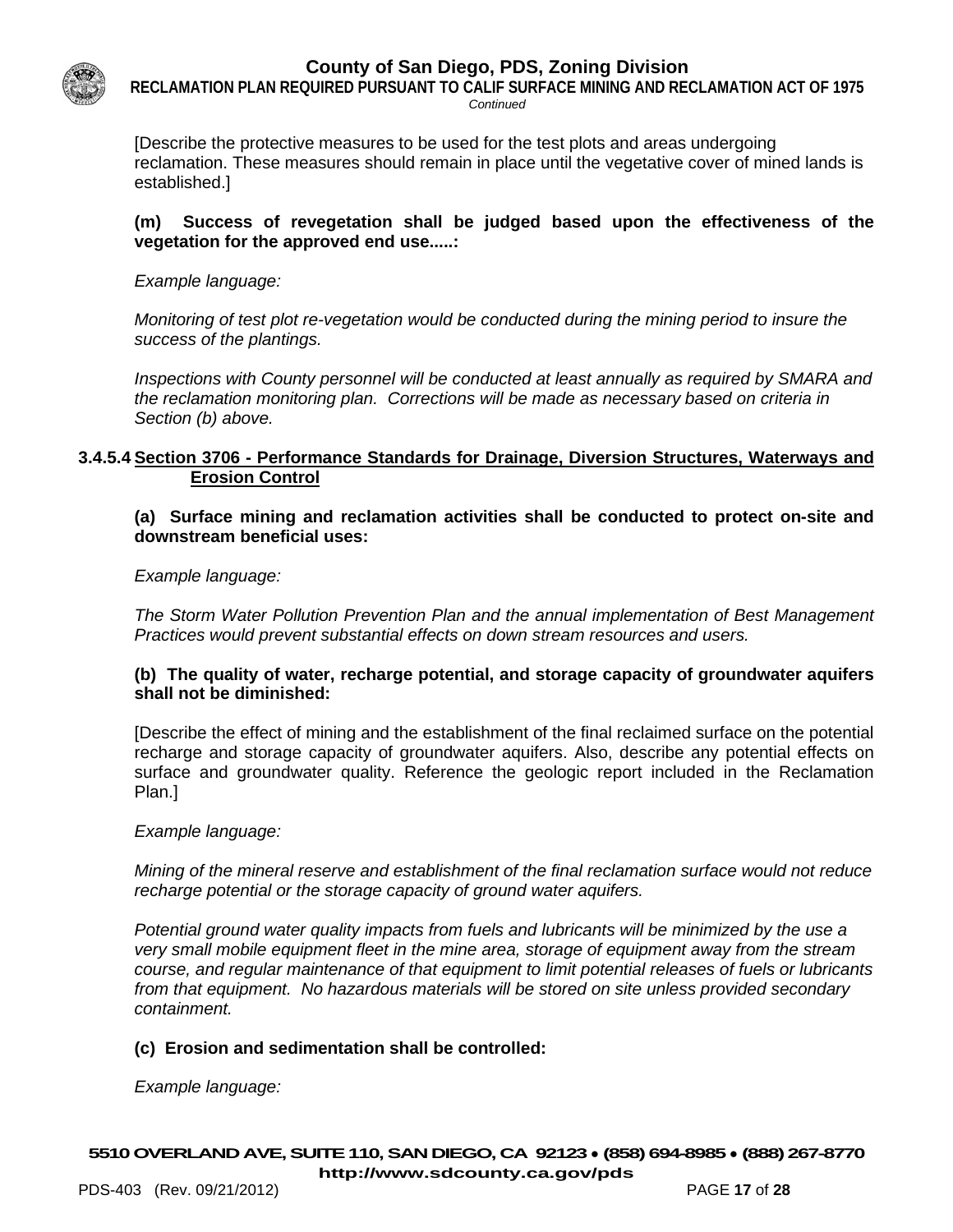[Describe the protective measures to be used for the test plots and areas undergoing reclamation. These measures should remain in place until the vegetative cover of mined lands is established.]

**(m) Success of revegetation shall be judged based upon the effectiveness of the vegetation for the approved end use.....:**

*Example language:*

*Monitoring of test plot re-vegetation would be conducted during the mining period to insure the success of the plantings.*

*Inspections with County personnel will be conducted at least annually as required by SMARA and the reclamation monitoring plan. Corrections will be made as necessary based on criteria in Section (b) above.*

### 3.4.5.4 Section 3706 - Performance Standards for Drainage, Diversion Structures, Waterways and Erosion Control

**(a) Surface mining and reclamation activities shall be conducted to protect on-site and downstream beneficial uses:**

*Example language:*

*The Storm Water Pollution Prevention Plan and the annual implementation of Best Management Practices would prevent substantial effects on down stream resources and users.*

**(b) The quality of water, recharge potential, and storage capacity of groundwater aquifers shall not be diminished:**

[Describe the effect of mining and the establishment of the final reclaimed surface on the potential recharge and storage capacity of groundwater aquifers. Also, describe any potential effects on surface and groundwater quality. Reference the geologic report included in the Reclamation Plan.]

*Example language:*

*Mining of the mineral reserve and establishment of the final reclamation surface would not reduce recharge potential or the storage capacity of ground water aquifers.*

*Potential ground water quality impacts from fuels and lubricants will be minimized by the use a very small mobile equipment fleet in the mine area, storage of equipment away from the stream course, and regular maintenance of that equipment to limit potential releases of fuels or lubricants from that equipment. No hazardous materials will be stored on site unless provided secondary containment.*

**(c) Erosion and sedimentation shall be controlled:**

*Example language:*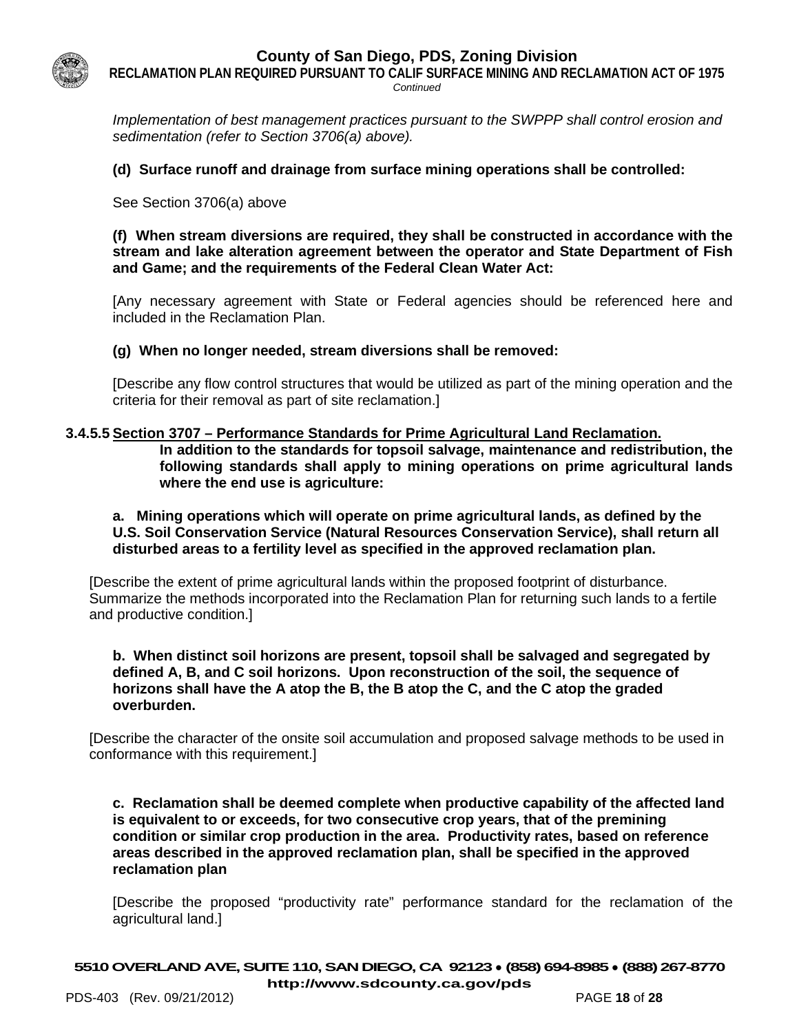*Implementation of best management practices pursuant to the SWPPP shall control erosion and sedimentation (refer to Section 3706(a) above).*

**(d) Surface runoff and drainage from surface mining operations shall be controlled:**

See Section 3706(a) above

**(f) When stream diversions are required, they shall be constructed in accordance with the stream and lake alteration agreement between the operator and State Department of Fish and Game; and the requirements of the Federal Clean Water Act:**

[Any necessary agreement with State or Federal agencies should be referenced here and included in the Reclamation Plan.

**(g) When no longer needed, stream diversions shall be removed:**

[Describe any flow control structures that would be utilized as part of the mining operation and the criteria for their removal as part of site reclamation.]

### 3.4.5.5 Section 3707 – Performance Standards for Prime Agricultural Land Reclamation.

**In addition to the standards for topsoil salvage, maintenance and redistribution, the following standards shall apply to mining operations on prime agricultural lands where the end use is agriculture:**

**a. Mining operations which will operate on prime agricultural lands, as defined by the U.S. Soil Conservation Service (Natural Resources Conservation Service), shall return all disturbed areas to a fertility level as specified in the approved reclamation plan.**

[Describe the extent of prime agricultural lands within the proposed footprint of disturbance. Summarize the methods incorporated into the Reclamation Plan for returning such lands to a fertile and productive condition.]

**b. When distinct soil horizons are present, topsoil shall be salvaged and segregated by defined A, B, and C soil horizons. Upon reconstruction of the soil, the sequence of horizons shall have the A atop the B, the B atop the C, and the C atop the graded overburden.**

[Describe the character of the onsite soil accumulation and proposed salvage methods to be used in conformance with this requirement.]

**c. Reclamation shall be deemed complete when productive capability of the affected land is equivalent to or exceeds, for two consecutive crop years, that of the premining condition or similar crop production in the area. Productivity rates, based on reference areas described in the approved reclamation plan, shall be specified in the approved reclamation plan**

[Describe the proposed "productivity rate" performance standard for the reclamation of the agricultural land.]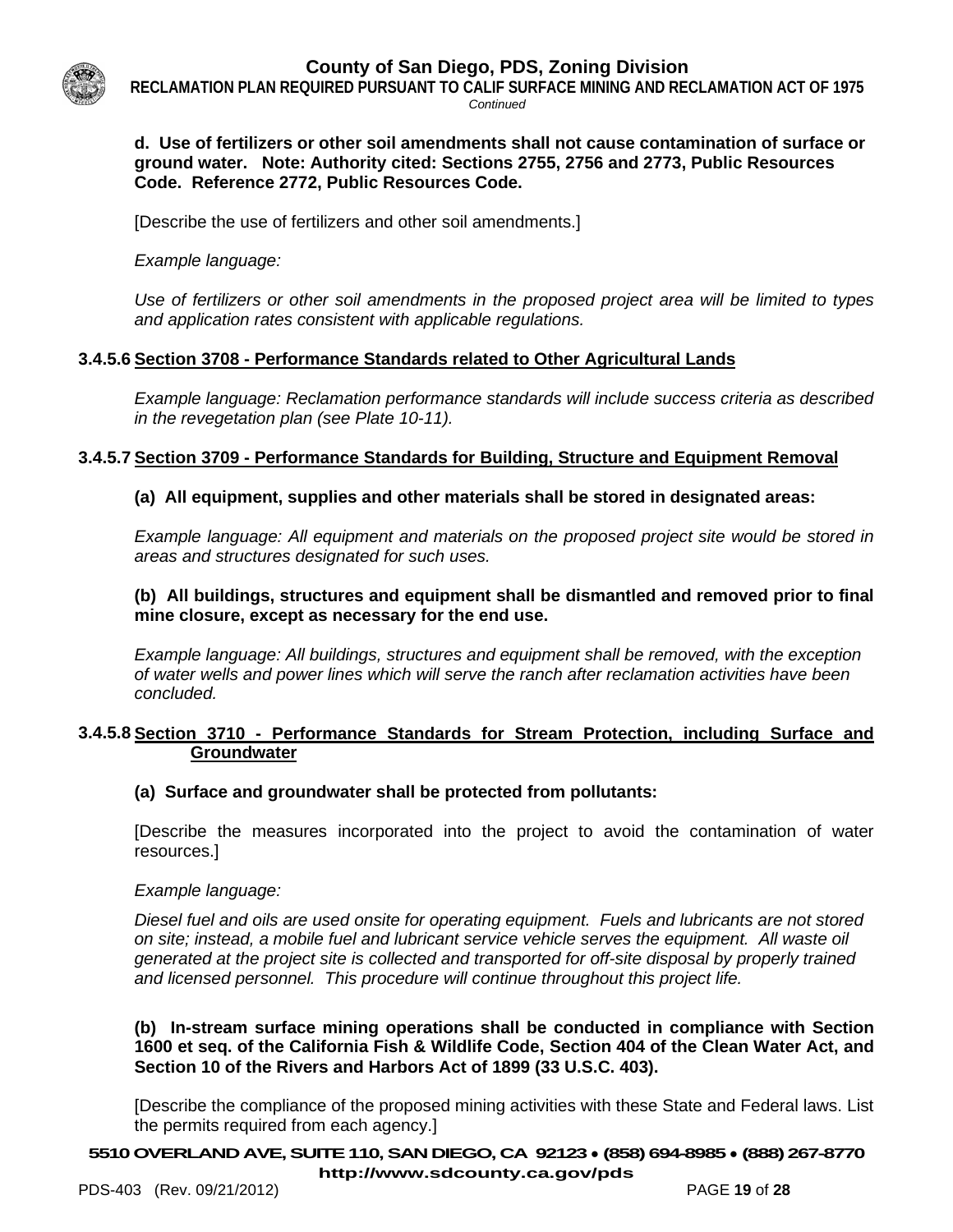**d. Use of fertilizers or other soil amendments shall not cause contamination of surface or ground water. Note: Authority cited: Sections 2755, 2756 and 2773, Public Resources Code. Reference 2772, Public Resources Code.**

[Describe the use of fertilizers and other soil amendments.]

*Example language:*

*Use of fertilizers or other soil amendments in the proposed project area will be limited to types and application rates consistent with applicable regulations.*

### 3.4.5.6 Section 3708 - Performance Standards related to Other Agricultural Lands

*Example language: Reclamation performance standards will include success criteria as described in the revegetation plan (see Plate 10-11).*

### 3.4.5.7 Section 3709 - Performance Standards for Building, Structure and Equipment Removal

**(a) All equipment, supplies and other materials shall be stored in designated areas:**

*Example language: All equipment and materials on the proposed project site would be stored in areas and structures designated for such uses.*

**(b) All buildings, structures and equipment shall be dismantled and removed prior to final mine closure, except as necessary for the end use.**

*Example language: All buildings, structures and equipment shall be removed, with the exception of water wells and power lines which will serve the ranch after reclamation activities have been concluded.*

### 3.4.5.8 Section 3710 - Performance Standards for Stream Protection, including Surface and Groundwater

**(a) Surface and groundwater shall be protected from pollutants:**

[Describe the measures incorporated into the project to avoid the contamination of water resources.]

*Example language:*

*Diesel fuel and oils are used onsite for operating equipment. Fuels and lubricants are not stored on site; instead, a mobile fuel and lubricant service vehicle serves the equipment. All waste oil generated at the project site is collected and transported for off-site disposal by properly trained and licensed personnel. This procedure will continue throughout this project life.*

**(b) In-stream surface mining operations shall be conducted in compliance with Section 1600 et seq. of the California Fish & Wildlife Code, Section 404 of the Clean Water Act, and Section 10 of the Rivers and Harbors Act of 1899 (33 U.S.C. 403).**

[Describe the compliance of the proposed mining activities with these State and Federal laws. List the permits required from each agency.]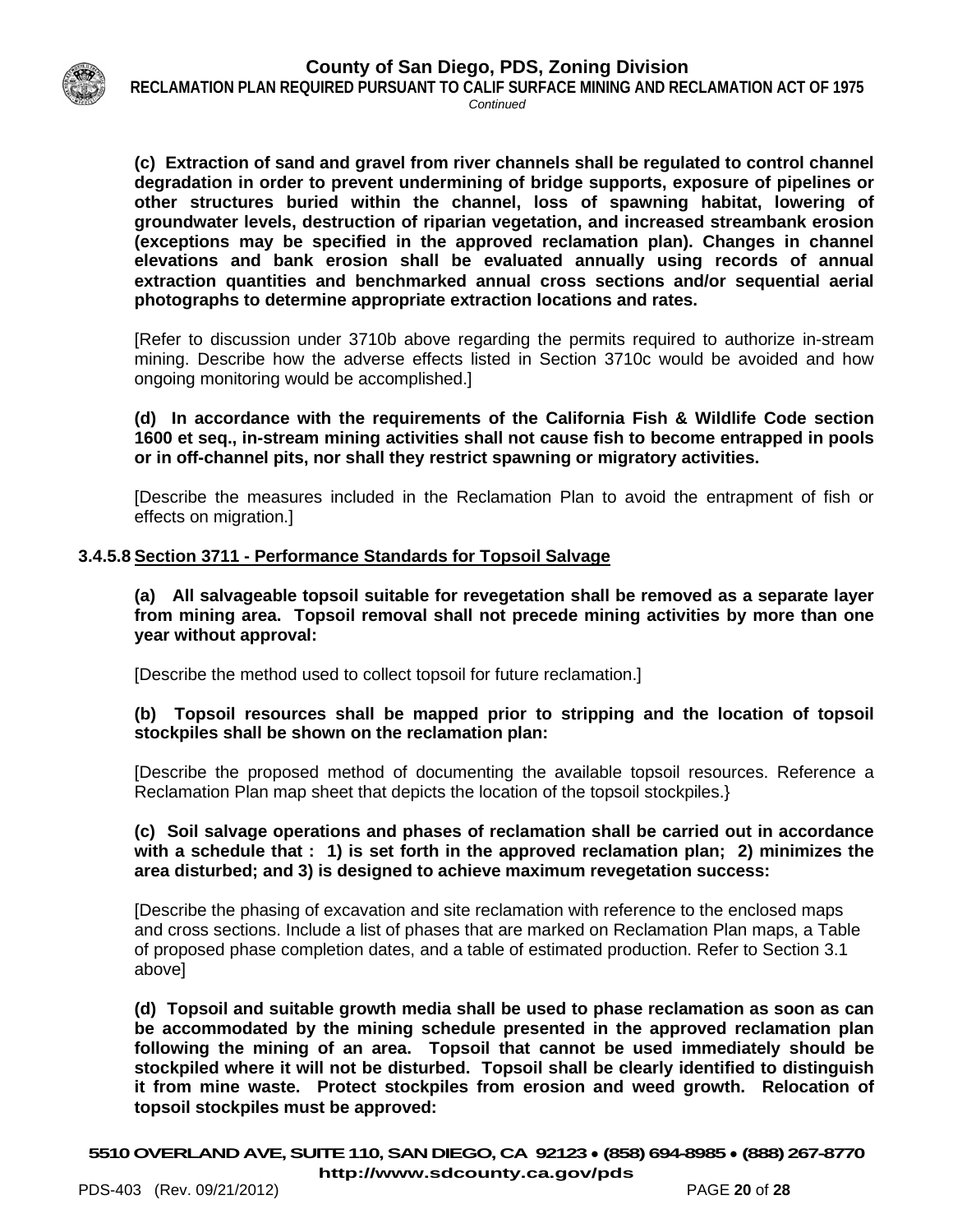**(c) Extraction of sand and gravel from river channels shall be regulated to control channel degradation in order to prevent undermining of bridge supports, exposure of pipelines or other structures buried within the channel, loss of spawning habitat, lowering of groundwater levels, destruction of riparian vegetation, and increased streambank erosion (exceptions may be specified in the approved reclamation plan). Changes in channel elevations and bank erosion shall be evaluated annually using records of annual extraction quantities and benchmarked annual cross sections and/or sequential aerial photographs to determine appropriate extraction locations and rates.**

[Refer to discussion under 3710b above regarding the permits required to authorize in-stream mining. Describe how the adverse effects listed in Section 3710c would be avoided and how ongoing monitoring would be accomplished.]

**(d) In accordance with the requirements of the California Fish & Wildlife Code section 1600 et seq., in-stream mining activities shall not cause fish to become entrapped in pools or in off-channel pits, nor shall they restrict spawning or migratory activities.**

[Describe the measures included in the Reclamation Plan to avoid the entrapment of fish or effects on migration.]

### 3.4.5.8 Section 3711 - Performance Standards for Topsoil Salvage

**(a) All salvageable topsoil suitable for revegetation shall be removed as a separate layer from mining area. Topsoil removal shall not precede mining activities by more than one year without approval:**

[Describe the method used to collect topsoil for future reclamation.]

**(b) Topsoil resources shall be mapped prior to stripping and the location of topsoil stockpiles shall be shown on the reclamation plan:**

[Describe the proposed method of documenting the available topsoil resources. Reference a Reclamation Plan map sheet that depicts the location of the topsoil stockpiles.}

**(c) Soil salvage operations and phases of reclamation shall be carried out in accordance with a schedule that : 1) is set forth in the approved reclamation plan; 2) minimizes the area disturbed; and 3) is designed to achieve maximum revegetation success:**

[Describe the phasing of excavation and site reclamation with reference to the enclosed maps and cross sections. Include a list of phases that are marked on Reclamation Plan maps, a Table of proposed phase completion dates, and a table of estimated production. Refer to Section 3.1 above]

**(d) Topsoil and suitable growth media shall be used to phase reclamation as soon as can be accommodated by the mining schedule presented in the approved reclamation plan following the mining of an area. Topsoil that cannot be used immediately should be stockpiled where it will not be disturbed. Topsoil shall be clearly identified to distinguish it from mine waste. Protect stockpiles from erosion and weed growth. Relocation of topsoil stockpiles must be approved:**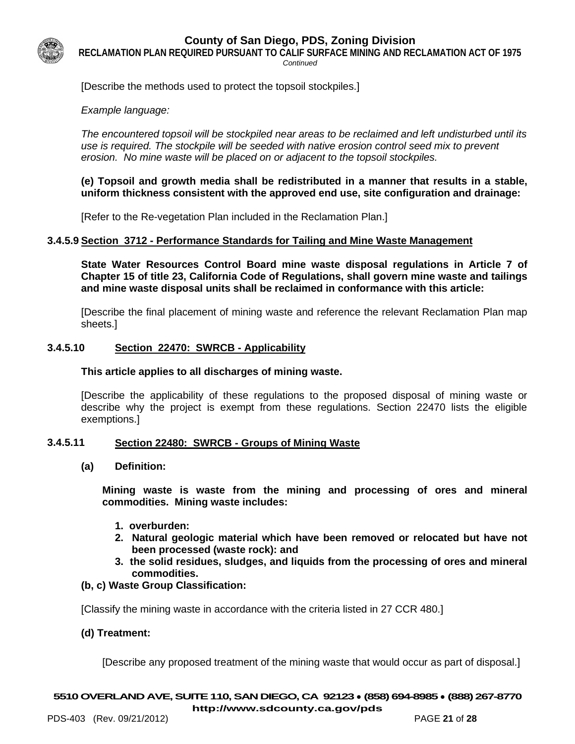[Describe the methods used to protect the topsoil stockpiles.]

*Example language:*

*The encountered topsoil will be stockpiled near areas to be reclaimed and left undisturbed until its use is required. The stockpile will be seeded with native erosion control seed mix to prevent erosion. No mine waste will be placed on or adjacent to the topsoil stockpiles.*

**(e) Topsoil and growth media shall be redistributed in a manner that results in a stable, uniform thickness consistent with the approved end use, site configuration and drainage:**

[Refer to the Re-vegetation Plan included in the Reclamation Plan.]

### 3.4.5.9 Section 3712 - Performance Standards for Tailing and Mine Waste Management

**State Water Resources Control Board mine waste disposal regulations in Article 7 of Chapter 15 of title 23, California Code of Regulations, shall govern mine waste and tailings and mine waste disposal units shall be reclaimed in conformance with this article:**

[Describe the final placement of mining waste and reference the relevant Reclamation Plan map sheets.]

### 3.4.5.10 Section 22470: SWRCB - Applicability

**This article applies to all discharges of mining waste.**

[Describe the applicability of these regulations to the proposed disposal of mining waste or describe why the project is exempt from these regulations. Section 22470 lists the eligible exemptions.]

### 3.4.5.11 Section 22480: SWRCB - Groups of Mining Waste

**(a) Definition:**

**Mining waste is waste from the mining and processing of ores and mineral commodities. Mining waste includes:**

1. **overburden:**
2. **Natural geologic material which have been removed or relocated but have not been processed (waste rock): and**
3. **the solid residues, sludges, and liquids from the processing of ores and mineral commodities.**

**(b, c) Waste Group Classification:**

[Classify the mining waste in accordance with the criteria listed in 27 CCR 480.]

**(d) Treatment:**

[Describe any proposed treatment of the mining waste that would occur as part of disposal.]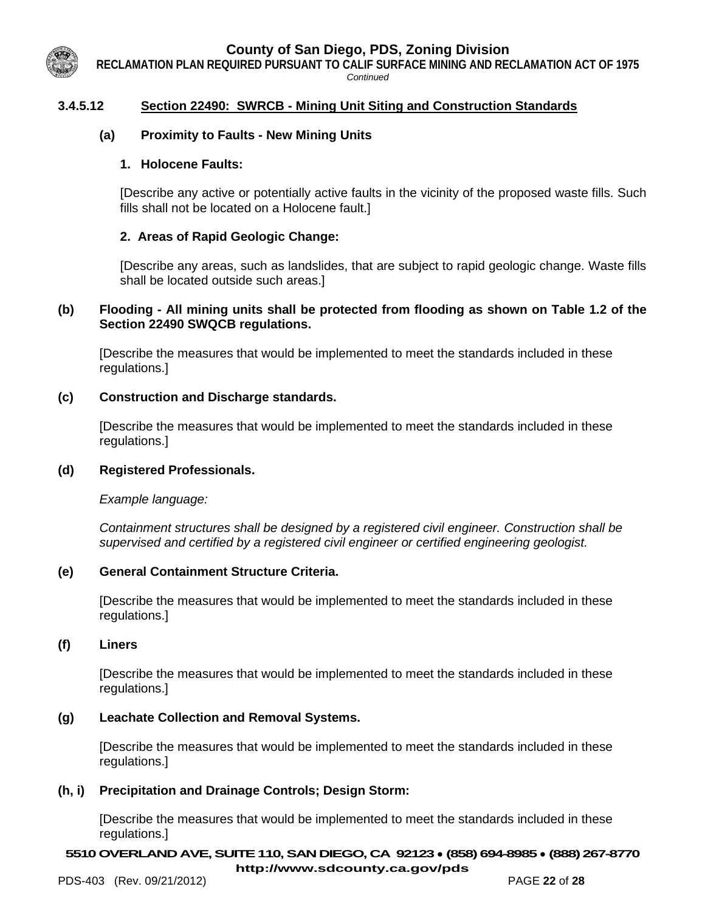### 3.4.5.12 Section 22490: SWRCB - Mining Unit Siting and Construction Standards

**(a) Proximity to Faults - New Mining Units**

**1. Holocene Faults:**

[Describe any active or potentially active faults in the vicinity of the proposed waste fills. Such fills shall not be located on a Holocene fault.]

**2. Areas of Rapid Geologic Change:**

[Describe any areas, such as landslides, that are subject to rapid geologic change. Waste fills shall be located outside such areas.]

**(b) Flooding - All mining units shall be protected from flooding as shown on Table 1.2 of the Section 22490 SWQCB regulations.**

[Describe the measures that would be implemented to meet the standards included in these regulations.]

**(c) Construction and Discharge standards.**

[Describe the measures that would be implemented to meet the standards included in these regulations.]

**(d) Registered Professionals.**

*Example language:*

*Containment structures shall be designed by a registered civil engineer. Construction shall be supervised and certified by a registered civil engineer or certified engineering geologist.*

**(e) General Containment Structure Criteria.**

[Describe the measures that would be implemented to meet the standards included in these regulations.]

**(f) Liners**

[Describe the measures that would be implemented to meet the standards included in these regulations.]

**(g) Leachate Collection and Removal Systems.**

[Describe the measures that would be implemented to meet the standards included in these regulations.]

**(h, i) Precipitation and Drainage Controls; Design Storm:**

[Describe the measures that would be implemented to meet the standards included in these regulations.]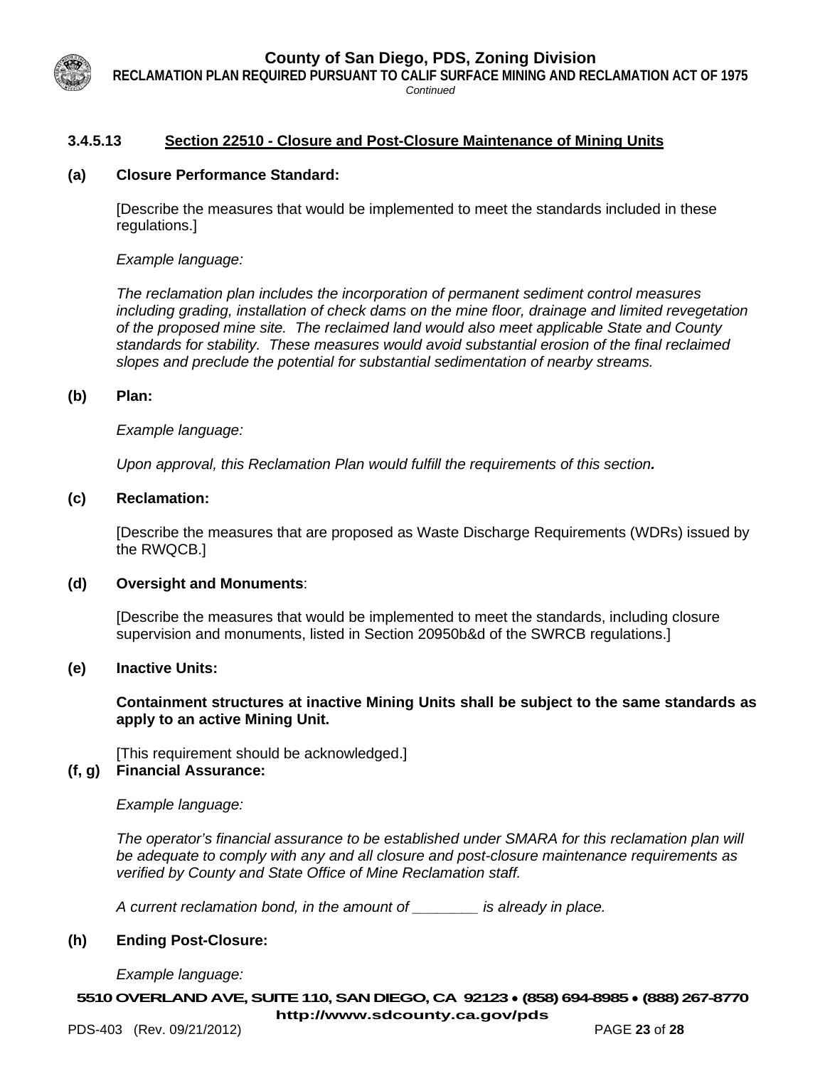### 3.4.5.13 Section 22510 - Closure and Post-Closure Maintenance of Mining Units

**(a) Closure Performance Standard:**

[Describe the measures that would be implemented to meet the standards included in these regulations.]

*Example language:*

*The reclamation plan includes the incorporation of permanent sediment control measures including grading, installation of check dams on the mine floor, drainage and limited revegetation of the proposed mine site. The reclaimed land would also meet applicable State and County standards for stability. These measures would avoid substantial erosion of the final reclaimed slopes and preclude the potential for substantial sedimentation of nearby streams.*

**(b) Plan:**

*Example language:*

*Upon approval, this Reclamation Plan would fulfill the requirements of this section.*

**(c) Reclamation:**

[Describe the measures that are proposed as Waste Discharge Requirements (WDRs) issued by the RWQCB.]

**(d) Oversight and Monuments**:

[Describe the measures that would be implemented to meet the standards, including closure supervision and monuments, listed in Section 20950b&d of the SWRCB regulations.]

**(e) Inactive Units:**

**Containment structures at inactive Mining Units shall be subject to the same standards as apply to an active Mining Unit.**

[This requirement should be acknowledged.]

**(f, g) Financial Assurance:**

*Example language:*

*The operator's financial assurance to be established under SMARA for this reclamation plan will be adequate to comply with any and all closure and post-closure maintenance requirements as verified by County and State Office of Mine Reclamation staff.*

*A current reclamation bond, in the amount of ________ is already in place.*

**(h) Ending Post-Closure:**

*Example language:*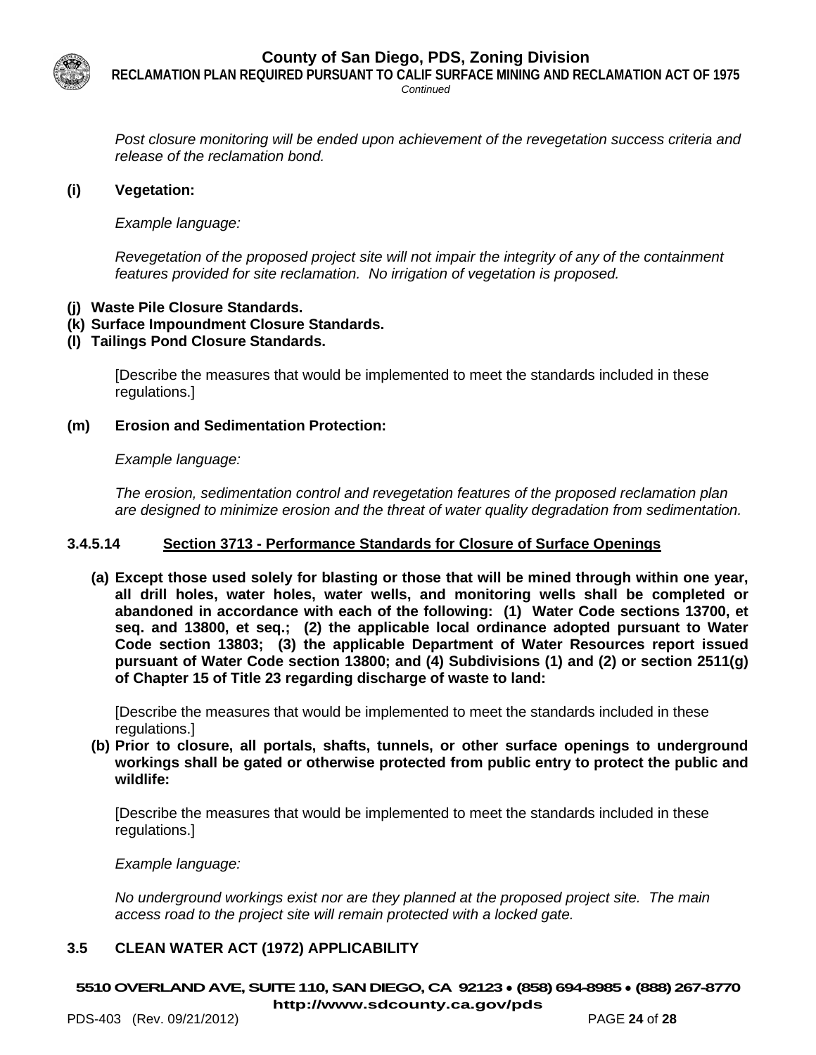*Post closure monitoring will be ended upon achievement of the revegetation success criteria and release of the reclamation bond.*

**(i) Vegetation:**

*Example language:*

*Revegetation of the proposed project site will not impair the integrity of any of the containment features provided for site reclamation. No irrigation of vegetation is proposed.*

**(j) Waste Pile Closure Standards.**
**(k) Surface Impoundment Closure Standards.**
**(l) Tailings Pond Closure Standards.**

[Describe the measures that would be implemented to meet the standards included in these regulations.]

**(m) Erosion and Sedimentation Protection:**

*Example language:*

*The erosion, sedimentation control and revegetation features of the proposed reclamation plan are designed to minimize erosion and the threat of water quality degradation from sedimentation.*

### 3.4.5.14 Section 3713 - Performance Standards for Closure of Surface Openings

**(a) Except those used solely for blasting or those that will be mined through within one year, all drill holes, water holes, water wells, and monitoring wells shall be completed or abandoned in accordance with each of the following: (1) Water Code sections 13700, et seq. and 13800, et seq.; (2) the applicable local ordinance adopted pursuant to Water Code section 13803; (3) the applicable Department of Water Resources report issued pursuant of Water Code section 13800; and (4) Subdivisions (1) and (2) or section 2511(g) of Chapter 15 of Title 23 regarding discharge of waste to land:**

[Describe the measures that would be implemented to meet the standards included in these regulations.]

**(b) Prior to closure, all portals, shafts, tunnels, or other surface openings to underground workings shall be gated or otherwise protected from public entry to protect the public and wildlife:**

[Describe the measures that would be implemented to meet the standards included in these regulations.]

*Example language:*

*No underground workings exist nor are they planned at the proposed project site. The main access road to the project site will remain protected with a locked gate.*

## 3.5 CLEAN WATER ACT (1972) APPLICABILITY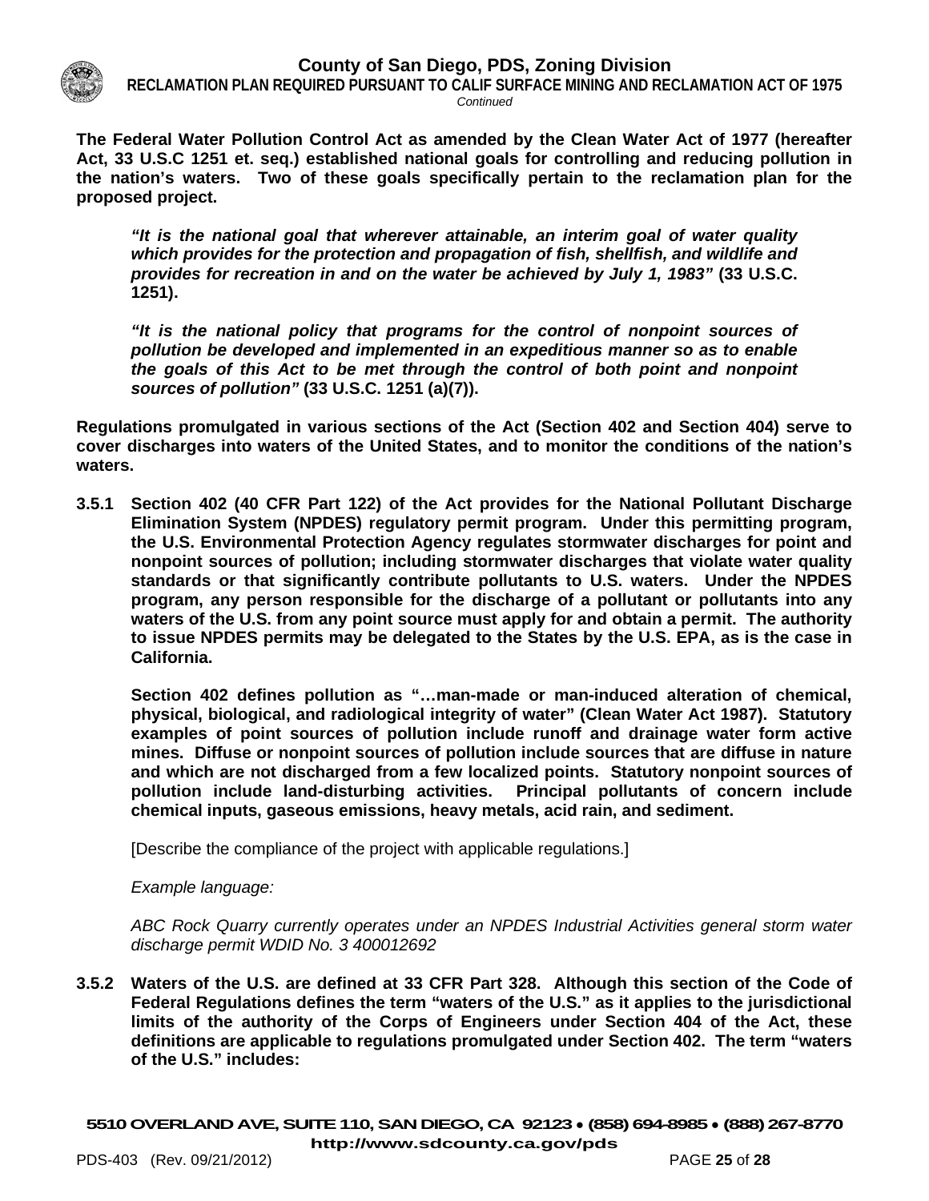**The Federal Water Pollution Control Act as amended by the Clean Water Act of 1977 (hereafter Act, 33 U.S.C 1251 et. seq.) established national goals for controlling and reducing pollution in the nation's waters. Two of these goals specifically pertain to the reclamation plan for the proposed project.**

> ***"It is the national goal that wherever attainable, an interim goal of water quality which provides for the protection and propagation of fish, shellfish, and wildlife and provides for recreation in and on the water be achieved by July 1, 1983"* (33 U.S.C. 1251).**
>
> ***"It is the national policy that programs for the control of nonpoint sources of pollution be developed and implemented in an expeditious manner so as to enable the goals of this Act to be met through the control of both point and nonpoint sources of pollution"* (33 U.S.C. 1251 (a)(7)).**

**Regulations promulgated in various sections of the Act (Section 402 and Section 404) serve to cover discharges into waters of the United States, and to monitor the conditions of the nation's waters.**

**3.5.1 Section 402 (40 CFR Part 122) of the Act provides for the National Pollutant Discharge Elimination System (NPDES) regulatory permit program. Under this permitting program, the U.S. Environmental Protection Agency regulates stormwater discharges for point and nonpoint sources of pollution; including stormwater discharges that violate water quality standards or that significantly contribute pollutants to U.S. waters. Under the NPDES program, any person responsible for the discharge of a pollutant or pollutants into any waters of the U.S. from any point source must apply for and obtain a permit. The authority to issue NPDES permits may be delegated to the States by the U.S. EPA, as is the case in California.**

**Section 402 defines pollution as "…man-made or man-induced alteration of chemical, physical, biological, and radiological integrity of water" (Clean Water Act 1987). Statutory examples of point sources of pollution include runoff and drainage water form active mines. Diffuse or nonpoint sources of pollution include sources that are diffuse in nature and which are not discharged from a few localized points. Statutory nonpoint sources of pollution include land-disturbing activities. Principal pollutants of concern include chemical inputs, gaseous emissions, heavy metals, acid rain, and sediment.**

[Describe the compliance of the project with applicable regulations.]

*Example language:*

*ABC Rock Quarry currently operates under an NPDES Industrial Activities general storm water discharge permit WDID No. 3 400012692*

**3.5.2 Waters of the U.S. are defined at 33 CFR Part 328. Although this section of the Code of Federal Regulations defines the term "waters of the U.S." as it applies to the jurisdictional limits of the authority of the Corps of Engineers under Section 404 of the Act, these definitions are applicable to regulations promulgated under Section 402. The term "waters of the U.S." includes:**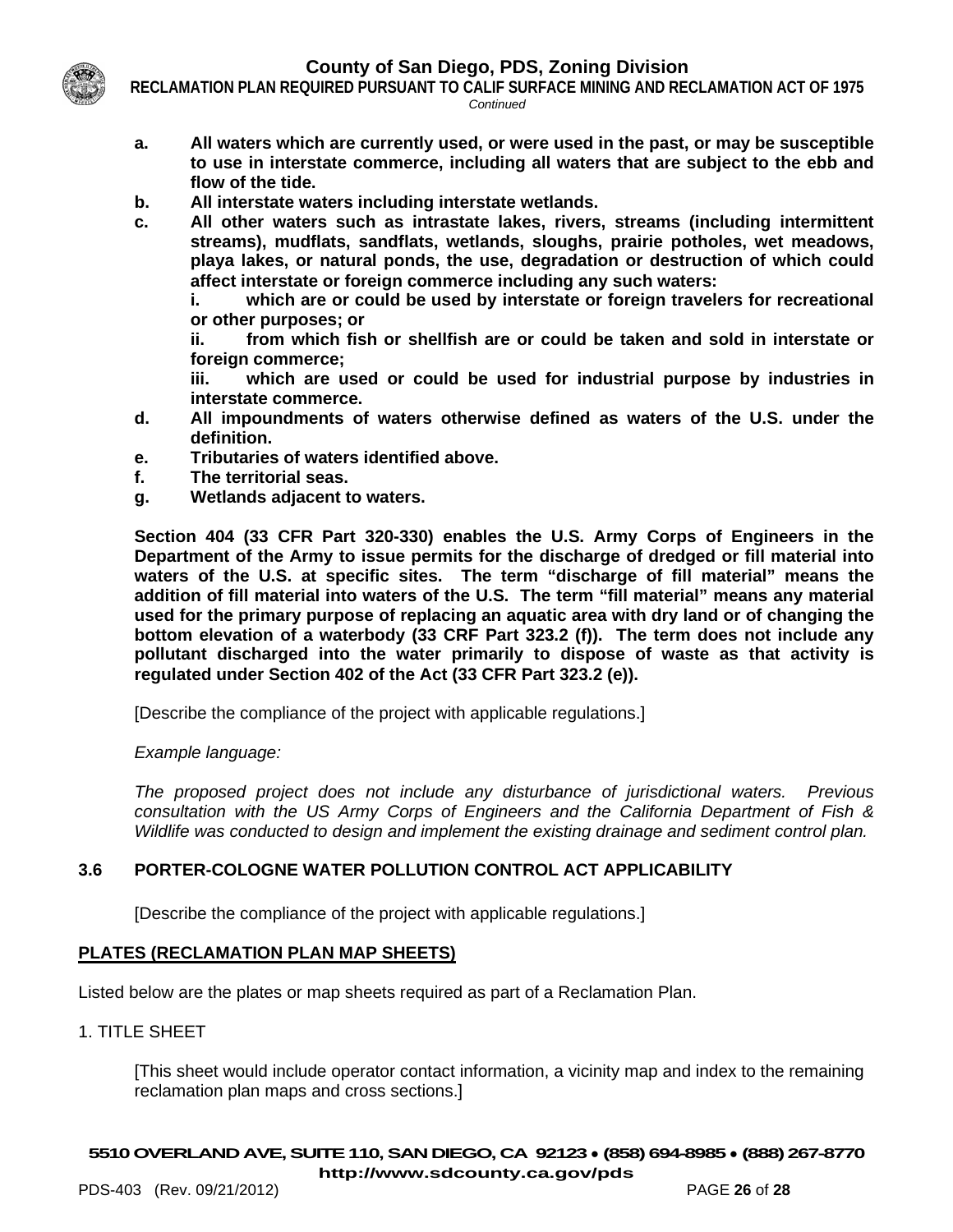**a. All waters which are currently used, or were used in the past, or may be susceptible to use in interstate commerce, including all waters that are subject to the ebb and flow of the tide.**

**b. All interstate waters including interstate wetlands.**

**c. All other waters such as intrastate lakes, rivers, streams (including intermittent streams), mudflats, sandflats, wetlands, sloughs, prairie potholes, wet meadows, playa lakes, or natural ponds, the use, degradation or destruction of which could affect interstate or foreign commerce including any such waters:**

**i. which are or could be used by interstate or foreign travelers for recreational or other purposes; or**

**ii. from which fish or shellfish are or could be taken and sold in interstate or foreign commerce;**

**iii. which are used or could be used for industrial purpose by industries in interstate commerce.**

**d. All impoundments of waters otherwise defined as waters of the U.S. under the definition.**

**e. Tributaries of waters identified above.**

**f. The territorial seas.**

**g. Wetlands adjacent to waters.**

**Section 404 (33 CFR Part 320-330) enables the U.S. Army Corps of Engineers in the Department of the Army to issue permits for the discharge of dredged or fill material into waters of the U.S. at specific sites. The term "discharge of fill material" means the addition of fill material into waters of the U.S. The term "fill material" means any material used for the primary purpose of replacing an aquatic area with dry land or of changing the bottom elevation of a waterbody (33 CRF Part 323.2 (f)). The term does not include any pollutant discharged into the water primarily to dispose of waste as that activity is regulated under Section 402 of the Act (33 CFR Part 323.2 (e)).**

[Describe the compliance of the project with applicable regulations.]

*Example language:*

*The proposed project does not include any disturbance of jurisdictional waters. Previous consultation with the US Army Corps of Engineers and the California Department of Fish & Wildlife was conducted to design and implement the existing drainage and sediment control plan.*

### 3.6 PORTER-COLOGNE WATER POLLUTION CONTROL ACT APPLICABILITY

[Describe the compliance of the project with applicable regulations.]

## PLATES (RECLAMATION PLAN MAP SHEETS)

Listed below are the plates or map sheets required as part of a Reclamation Plan.

1. TITLE SHEET

[This sheet would include operator contact information, a vicinity map and index to the remaining reclamation plan maps and cross sections.]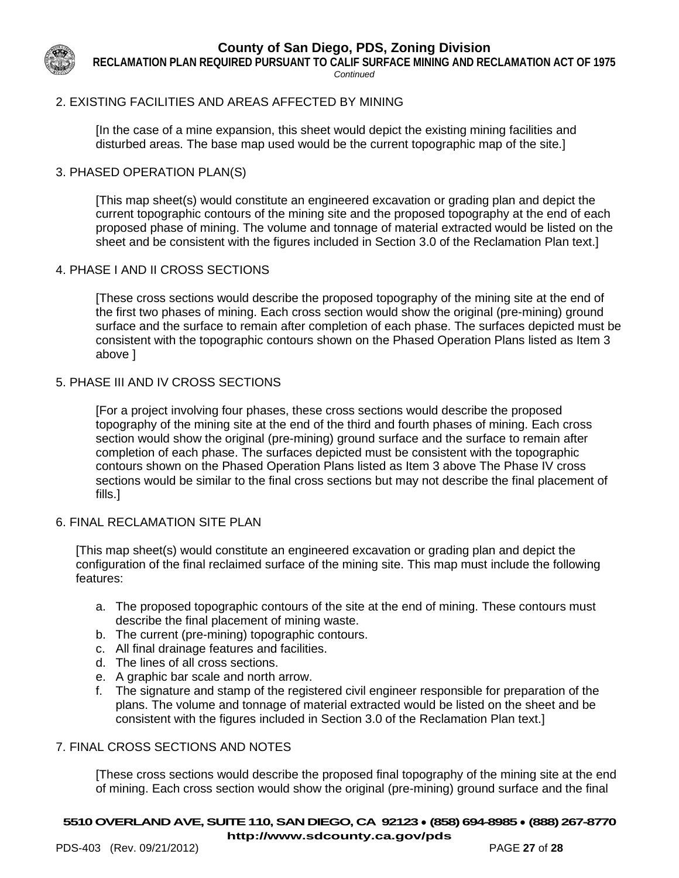2. EXISTING FACILITIES AND AREAS AFFECTED BY MINING

[In the case of a mine expansion, this sheet would depict the existing mining facilities and disturbed areas. The base map used would be the current topographic map of the site.]

3. PHASED OPERATION PLAN(S)

[This map sheet(s) would constitute an engineered excavation or grading plan and depict the current topographic contours of the mining site and the proposed topography at the end of each proposed phase of mining. The volume and tonnage of material extracted would be listed on the sheet and be consistent with the figures included in Section 3.0 of the Reclamation Plan text.]

4. PHASE I AND II CROSS SECTIONS

[These cross sections would describe the proposed topography of the mining site at the end of the first two phases of mining. Each cross section would show the original (pre-mining) ground surface and the surface to remain after completion of each phase. The surfaces depicted must be consistent with the topographic contours shown on the Phased Operation Plans listed as Item 3 above ]

5. PHASE III AND IV CROSS SECTIONS

[For a project involving four phases, these cross sections would describe the proposed topography of the mining site at the end of the third and fourth phases of mining. Each cross section would show the original (pre-mining) ground surface and the surface to remain after completion of each phase. The surfaces depicted must be consistent with the topographic contours shown on the Phased Operation Plans listed as Item 3 above The Phase IV cross sections would be similar to the final cross sections but may not describe the final placement of fills.]

6. FINAL RECLAMATION SITE PLAN

[This map sheet(s) would constitute an engineered excavation or grading plan and depict the configuration of the final reclaimed surface of the mining site. This map must include the following features:

a. The proposed topographic contours of the site at the end of mining. These contours must describe the final placement of mining waste.
b. The current (pre-mining) topographic contours.
c. All final drainage features and facilities.
d. The lines of all cross sections.
e. A graphic bar scale and north arrow.
f. The signature and stamp of the registered civil engineer responsible for preparation of the plans. The volume and tonnage of material extracted would be listed on the sheet and be consistent with the figures included in Section 3.0 of the Reclamation Plan text.]

7. FINAL CROSS SECTIONS AND NOTES

[These cross sections would describe the proposed final topography of the mining site at the end of mining. Each cross section would show the original (pre-mining) ground surface and the final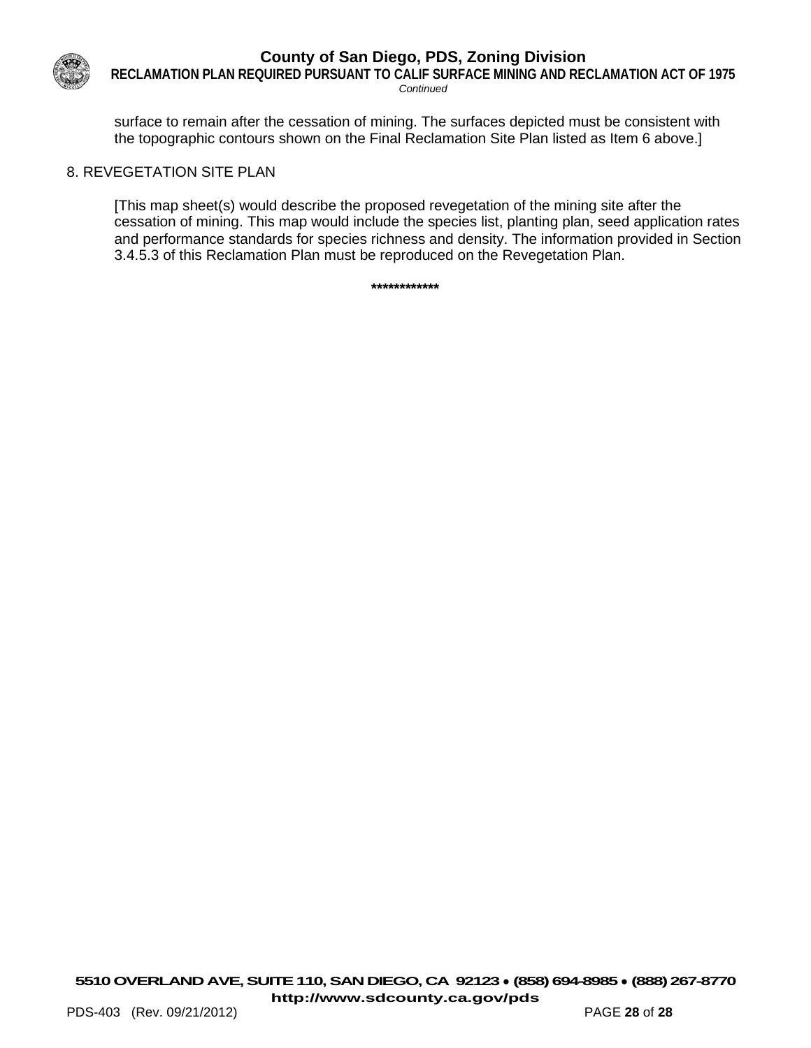surface to remain after the cessation of mining. The surfaces depicted must be consistent with the topographic contours shown on the Final Reclamation Site Plan listed as Item 6 above.]

8. REVEGETATION SITE PLAN

[This map sheet(s) would describe the proposed revegetation of the mining site after the cessation of mining. This map would include the species list, planting plan, seed application rates and performance standards for species richness and density. The information provided in Section 3.4.5.3 of this Reclamation Plan must be reproduced on the Revegetation Plan.

************